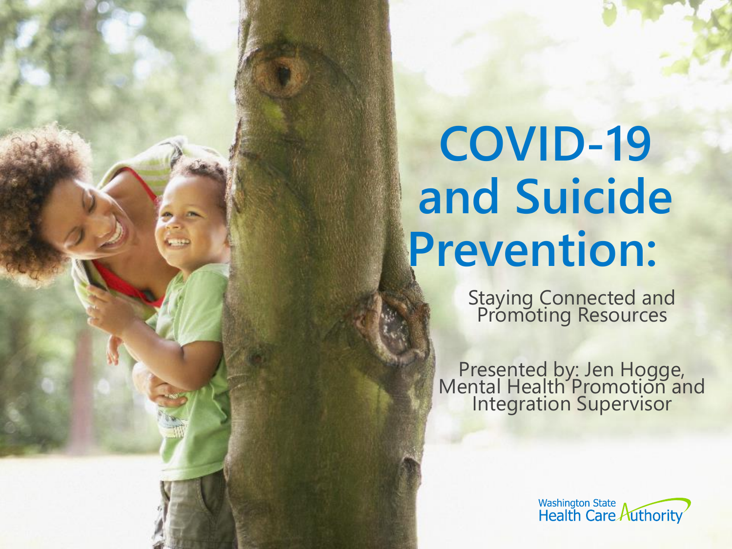# COVID-19 and Suicide Prevention:

Staying Connected and Promoting Resources

Presented by: Jen Hogge, Mental Health Promotion and Integration Supervisor

Washington State Health Care Authority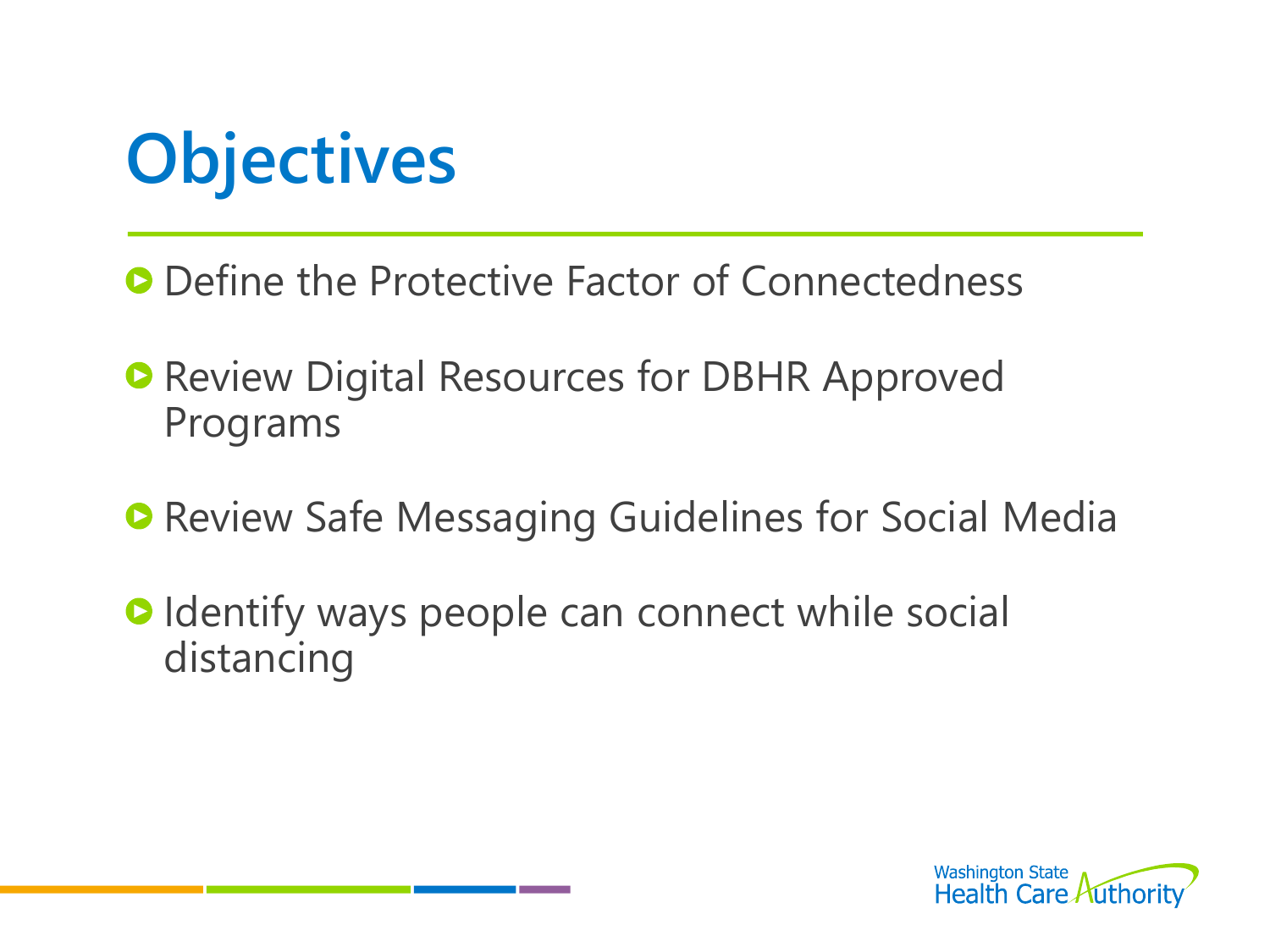# Objectives

- Define the Protective Factor of Connectedness
- Review Digital Resources for DBHR Approved Programs
- Review Safe Messaging Guidelines for Social Media
- Identify ways people can connect while social distancing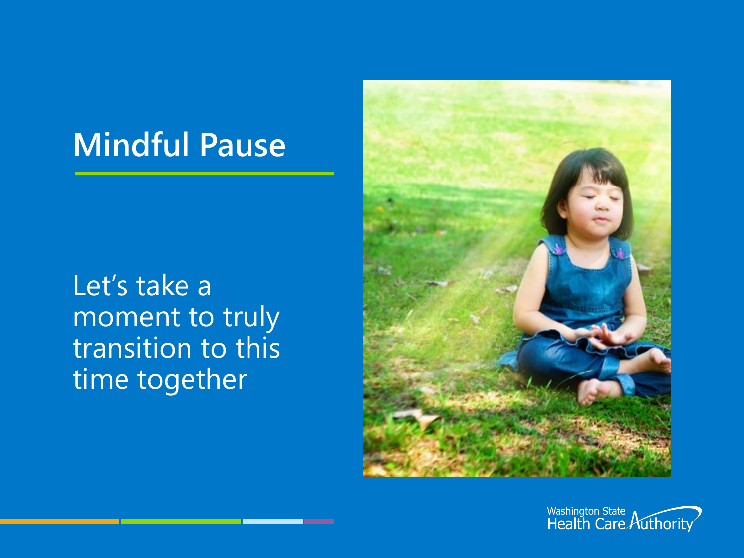# Mindful Pause

Let's take a moment to truly transition to this time together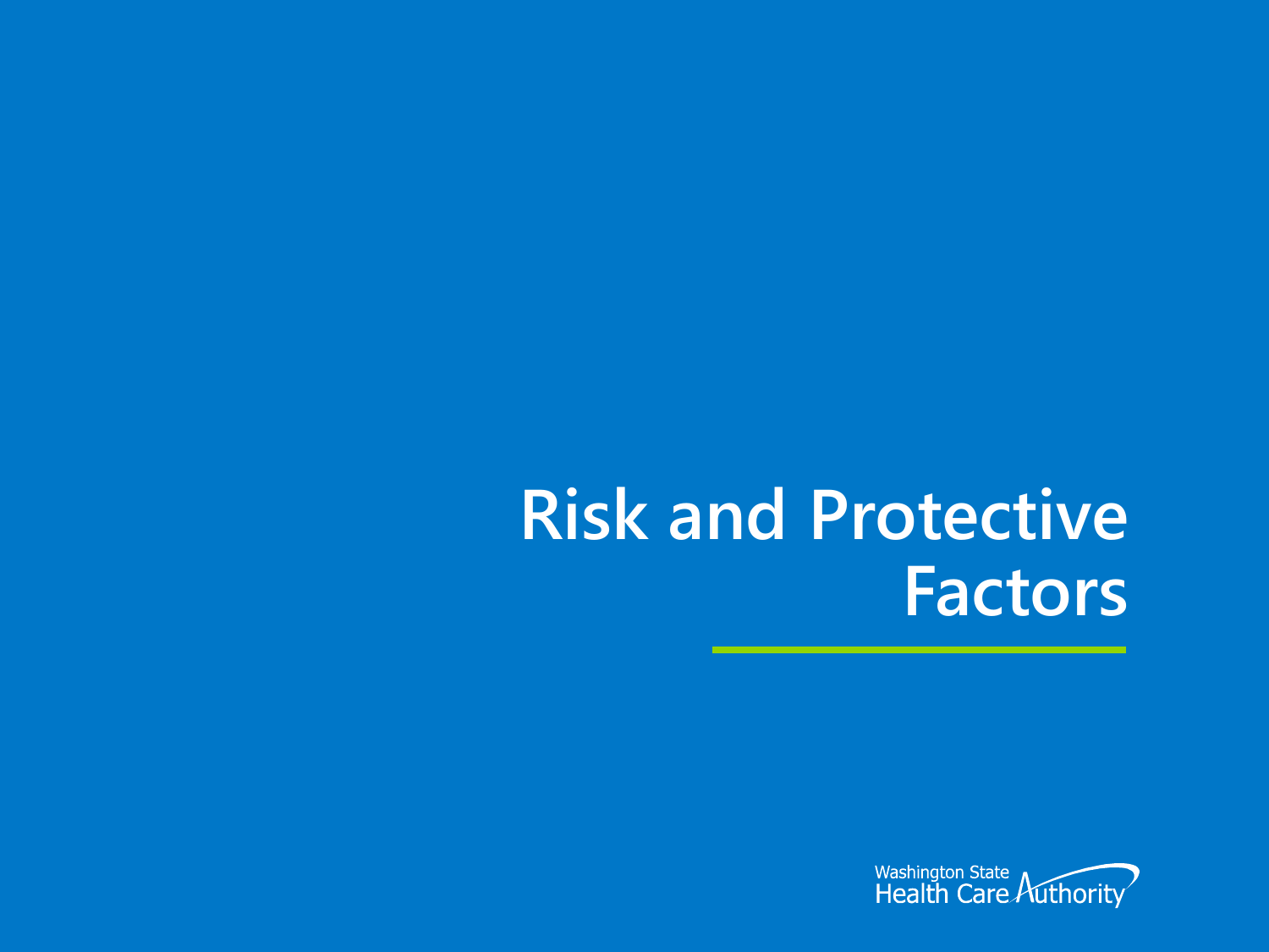# Risk and Protective Factors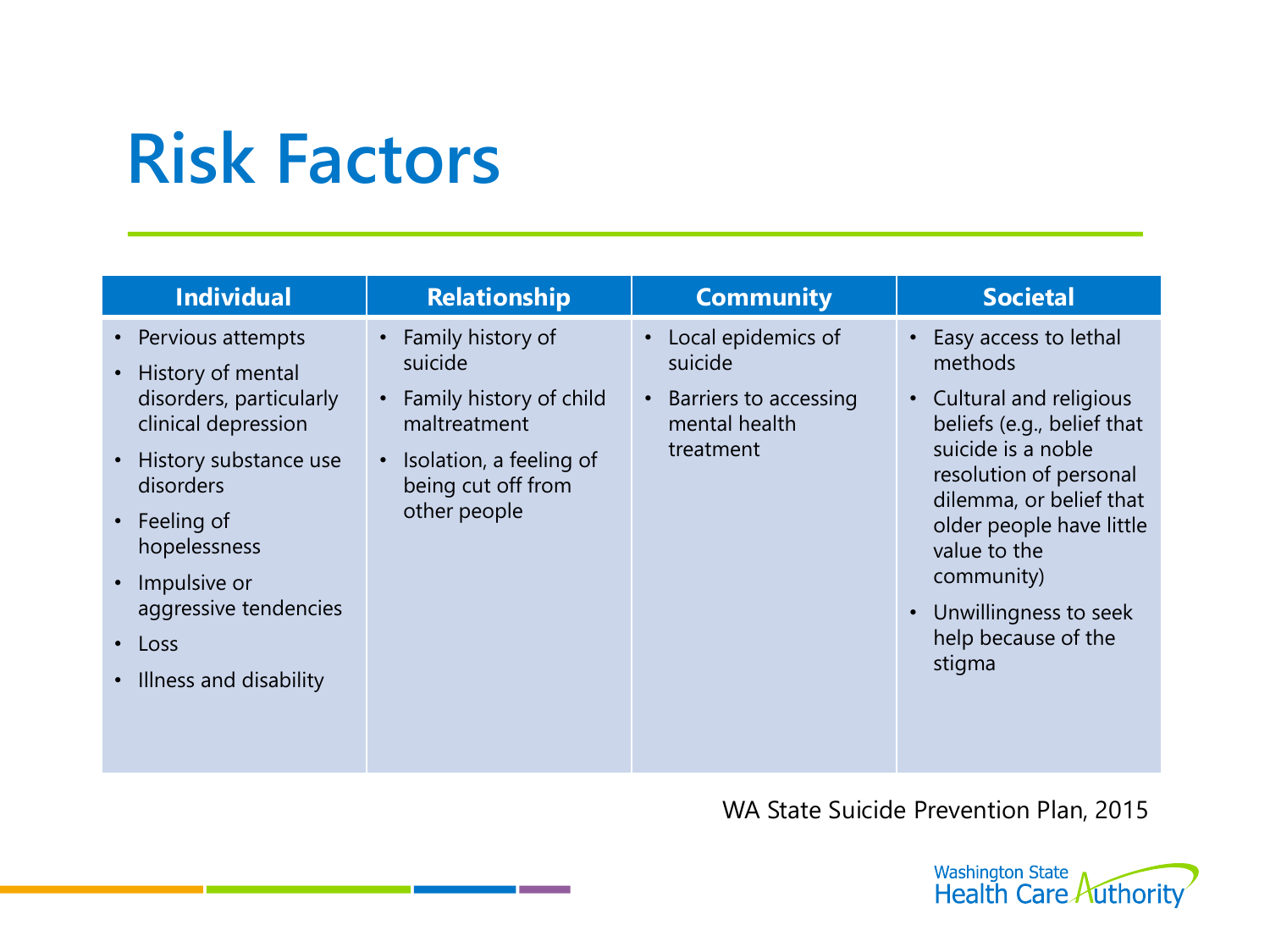# Risk Factors

| Individual | Relationship | Community | Societal |
|---|---|---|---|
| • Pervious attempts<br>• History of mental disorders, particularly clinical depression<br>• History substance use disorders<br>• Feeling of hopelessness<br>• Impulsive or aggressive tendencies<br>• Loss<br>• Illness and disability | • Family history of suicide<br>• Family history of child maltreatment<br>• Isolation, a feeling of being cut off from other people | • Local epidemics of suicide<br>• Barriers to accessing mental health treatment | • Easy access to lethal methods<br>• Cultural and religious beliefs (e.g., belief that suicide is a noble resolution of personal dilemma, or belief that older people have little value to the community)<br>• Unwillingness to seek help because of the stigma |

WA State Suicide Prevention Plan, 2015

Washington State Health Care Authority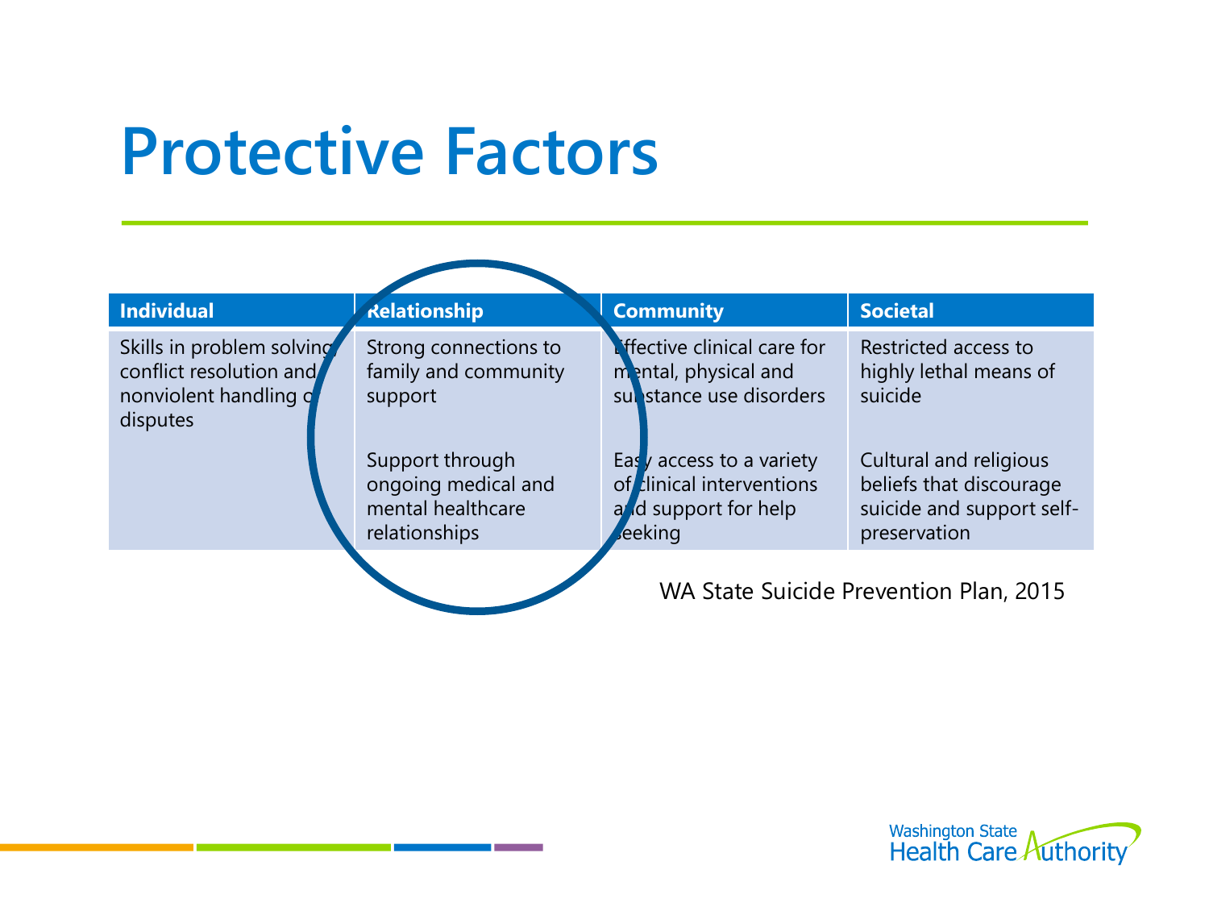# Protective Factors

| Individual | Relationship | Community | Societal |
|---|---|---|---|
| Skills in problem solving, conflict resolution and nonviolent handling of disputes | Strong connections to family and community support | Effective clinical care for mental, physical and substance use disorders | Restricted access to highly lethal means of suicide |
| | Support through ongoing medical and mental healthcare relationships | Easy access to a variety of clinical interventions and support for help seeking | Cultural and religious beliefs that discourage suicide and support self-preservation |

WA State Suicide Prevention Plan, 2015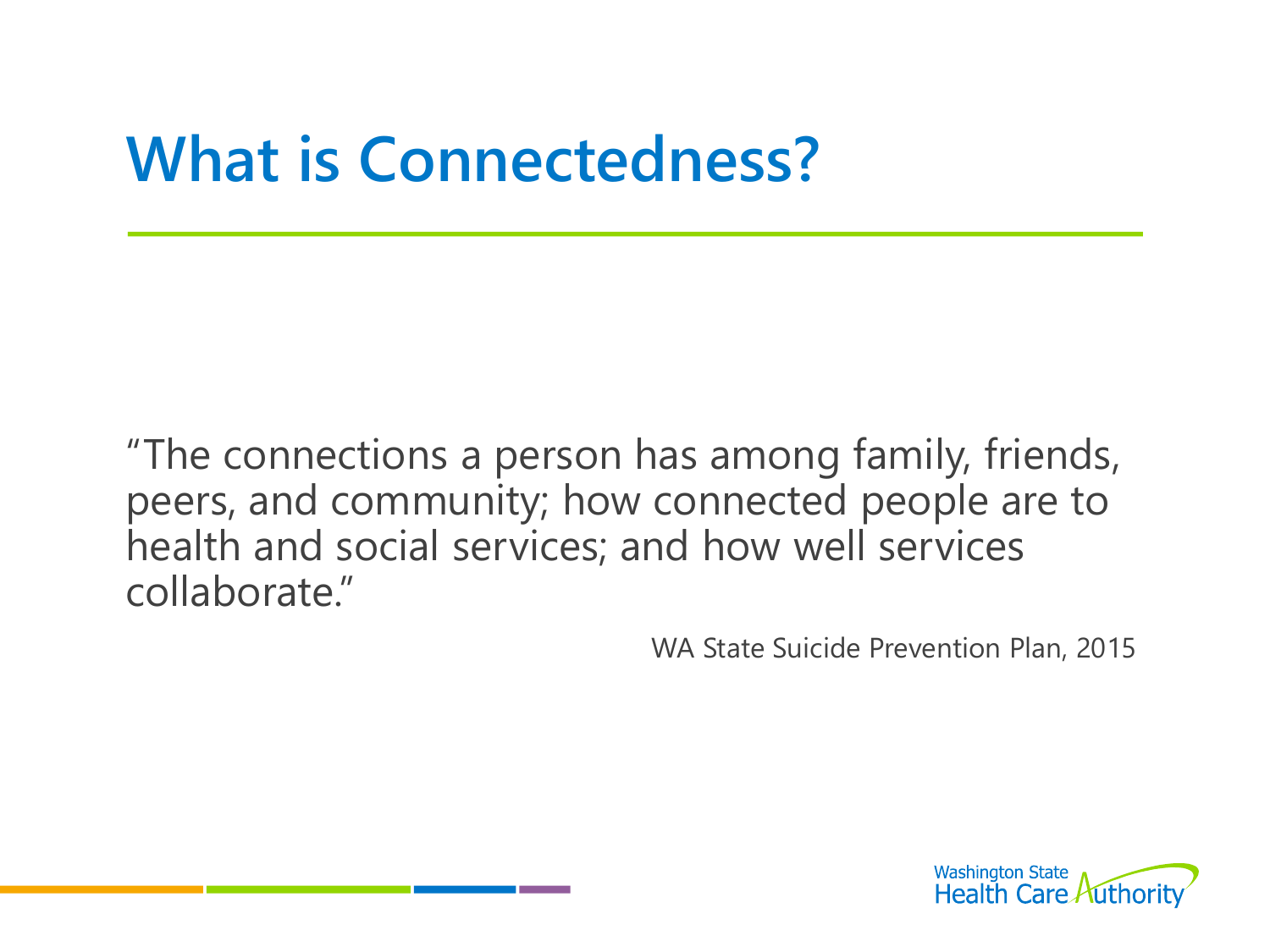# What is Connectedness?

"The connections a person has among family, friends, peers, and community; how connected people are to health and social services; and how well services collaborate."

WA State Suicide Prevention Plan, 2015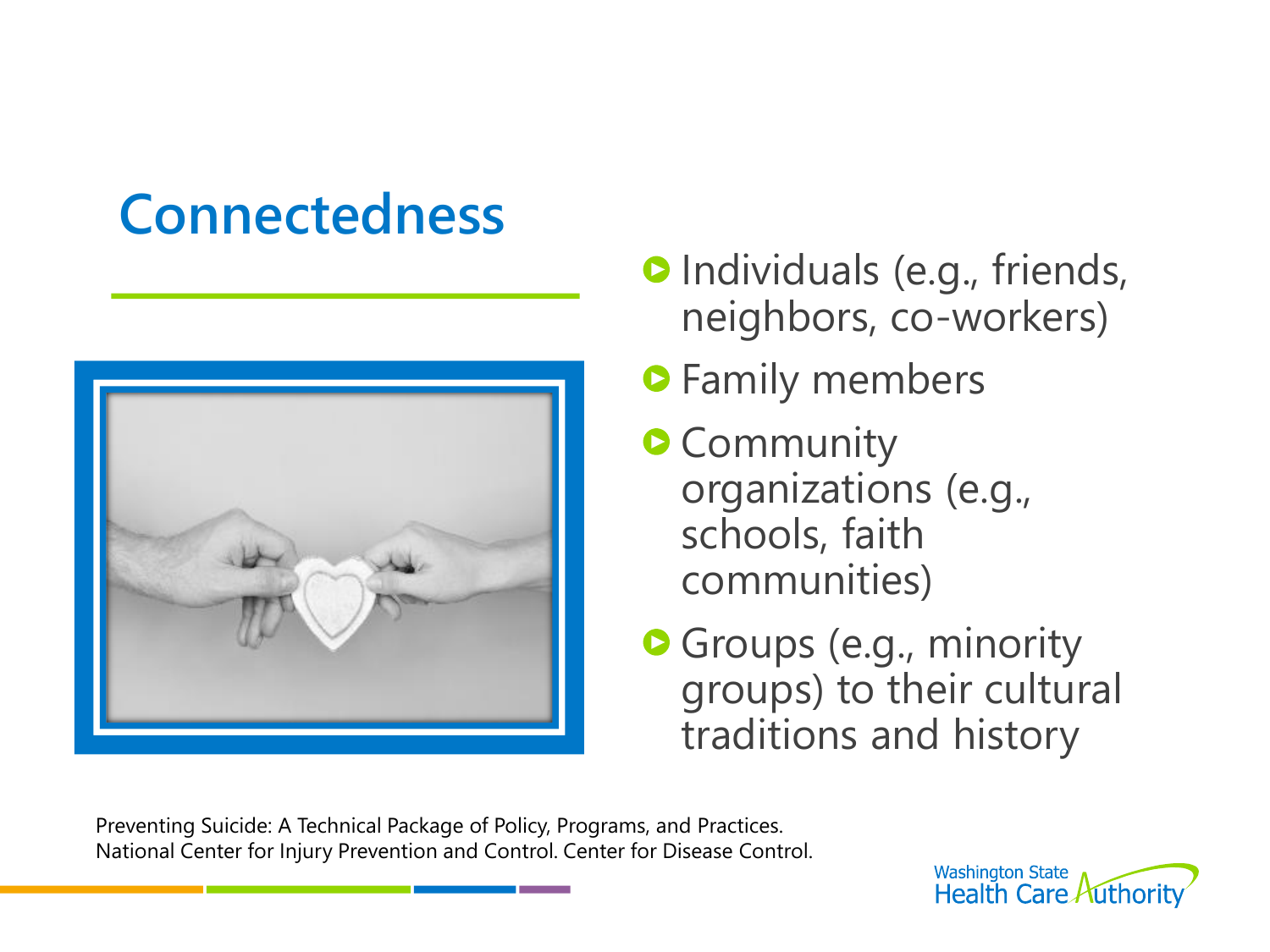# Connectedness

- Individuals (e.g., friends, neighbors, co-workers)
- Family members
- Community organizations (e.g., schools, faith communities)
- Groups (e.g., minority groups) to their cultural traditions and history

Preventing Suicide: A Technical Package of Policy, Programs, and Practices. National Center for Injury Prevention and Control. Center for Disease Control.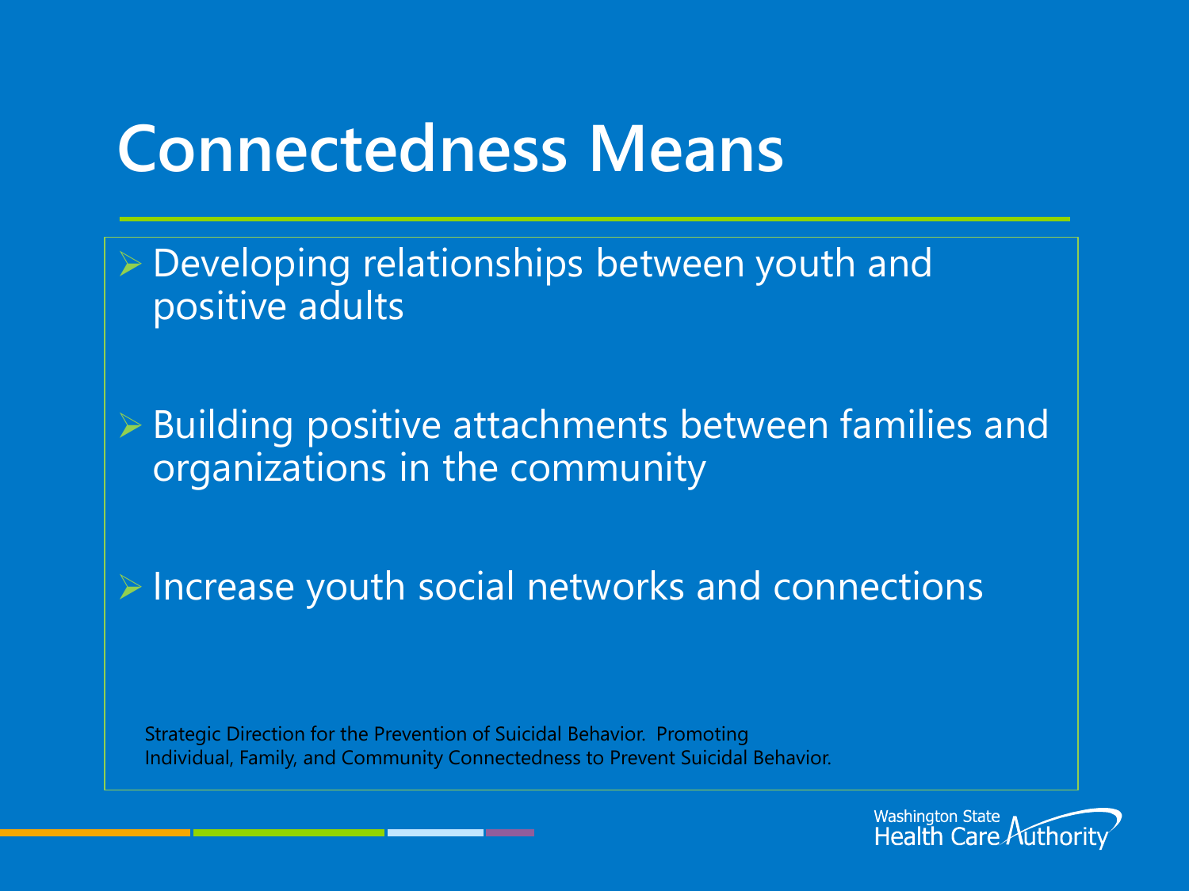# Connectedness Means

- Developing relationships between youth and positive adults
- Building positive attachments between families and organizations in the community
- Increase youth social networks and connections

Strategic Direction for the Prevention of Suicidal Behavior. Promoting Individual, Family, and Community Connectedness to Prevent Suicidal Behavior.

Washington State Health Care Authority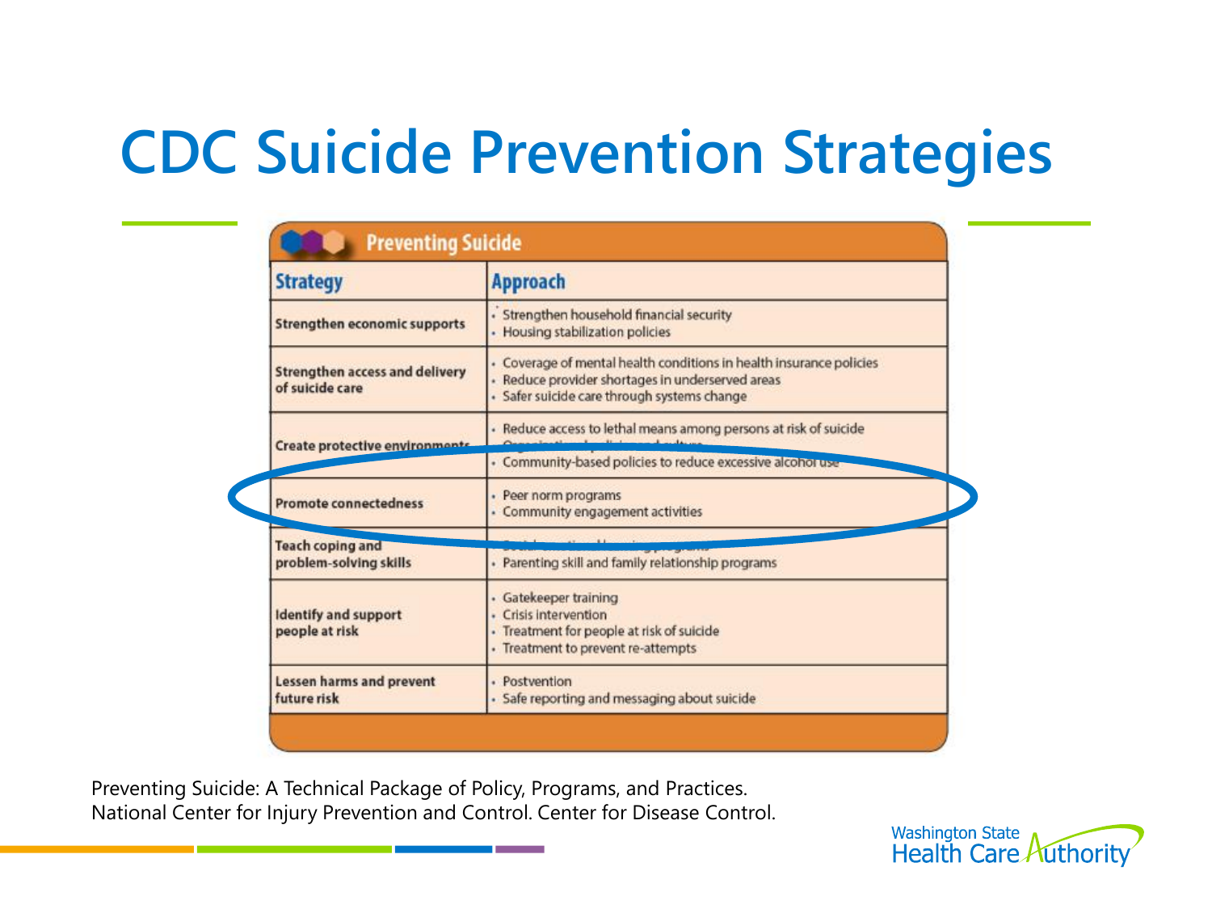# CDC Suicide Prevention Strategies

**Preventing Suicide**

| Strategy | Approach |
|---|---|
| **Strengthen economic supports** | • Strengthen household financial security<br>• Housing stabilization policies |
| **Strengthen access and delivery of suicide care** | • Coverage of mental health conditions in health insurance policies<br>• Reduce provider shortages in underserved areas<br>• Safer suicide care through systems change |
| **Create protective environments** | • Reduce access to lethal means among persons at risk of suicide<br>• Organizational policies and culture<br>• Community-based policies to reduce excessive alcohol use |
| **Promote connectedness** | • Peer norm programs<br>• Community engagement activities |
| **Teach coping and problem-solving skills** | • Social-emotional learning programs<br>• Parenting skill and family relationship programs |
| **Identify and support people at risk** | • Gatekeeper training<br>• Crisis intervention<br>• Treatment for people at risk of suicide<br>• Treatment to prevent re-attempts |
| **Lessen harms and prevent future risk** | • Postvention<br>• Safe reporting and messaging about suicide |

Preventing Suicide: A Technical Package of Policy, Programs, and Practices. National Center for Injury Prevention and Control. Center for Disease Control.

Washington State Health Care Authority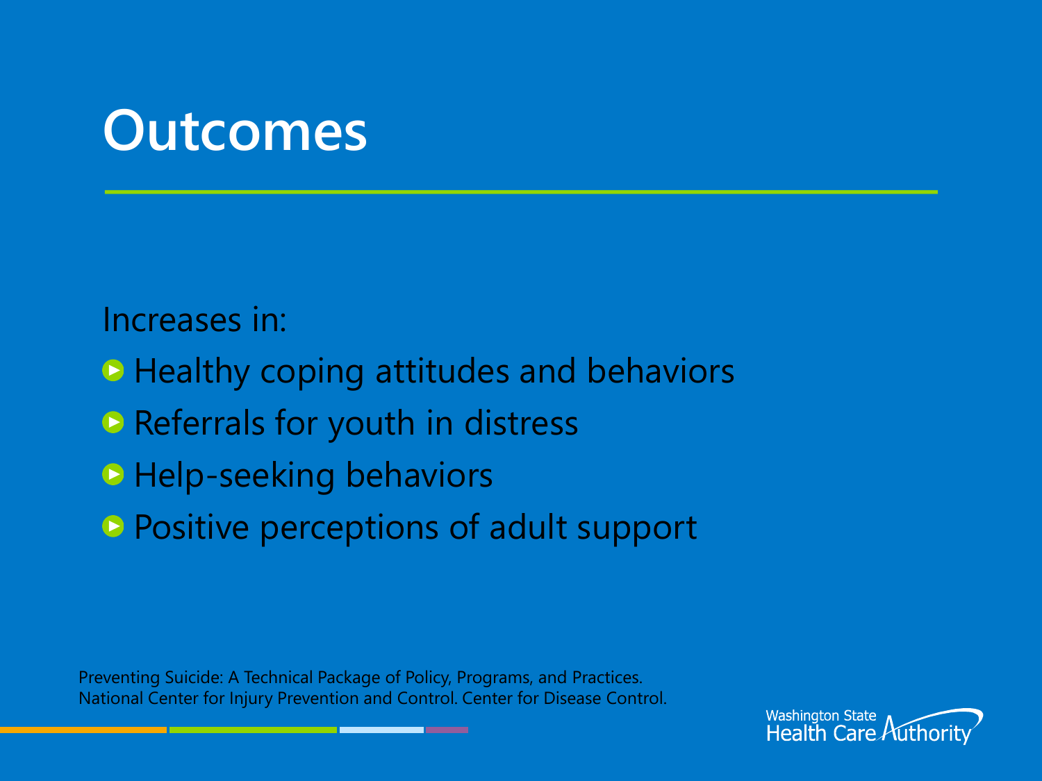# Outcomes

Increases in:

- Healthy coping attitudes and behaviors
- Referrals for youth in distress
- Help-seeking behaviors
- Positive perceptions of adult support

Preventing Suicide: A Technical Package of Policy, Programs, and Practices. National Center for Injury Prevention and Control. Center for Disease Control.

Washington State Health Care Authority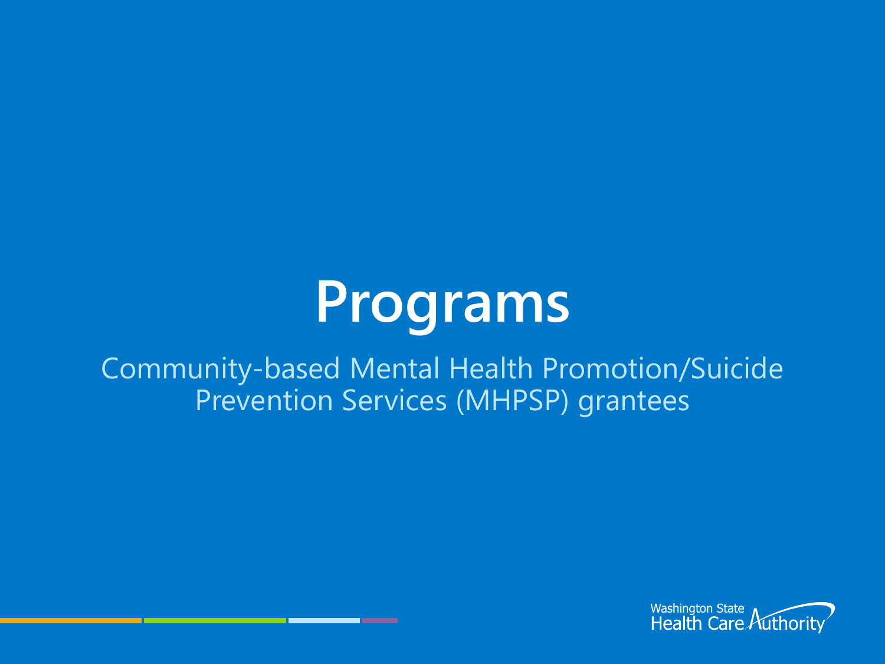# Programs

Community-based Mental Health Promotion/Suicide Prevention Services (MHPSP) grantees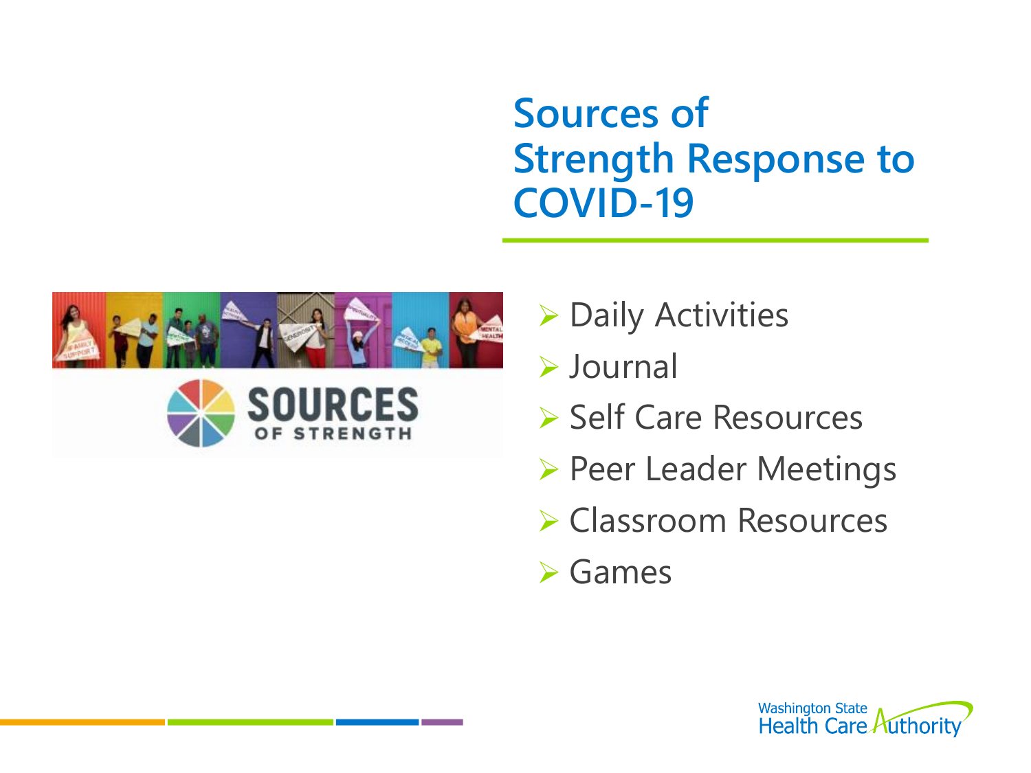# Sources of Strength Response to COVID-19

- Daily Activities
- Journal
- Self Care Resources
- Peer Leader Meetings
- Classroom Resources
- Games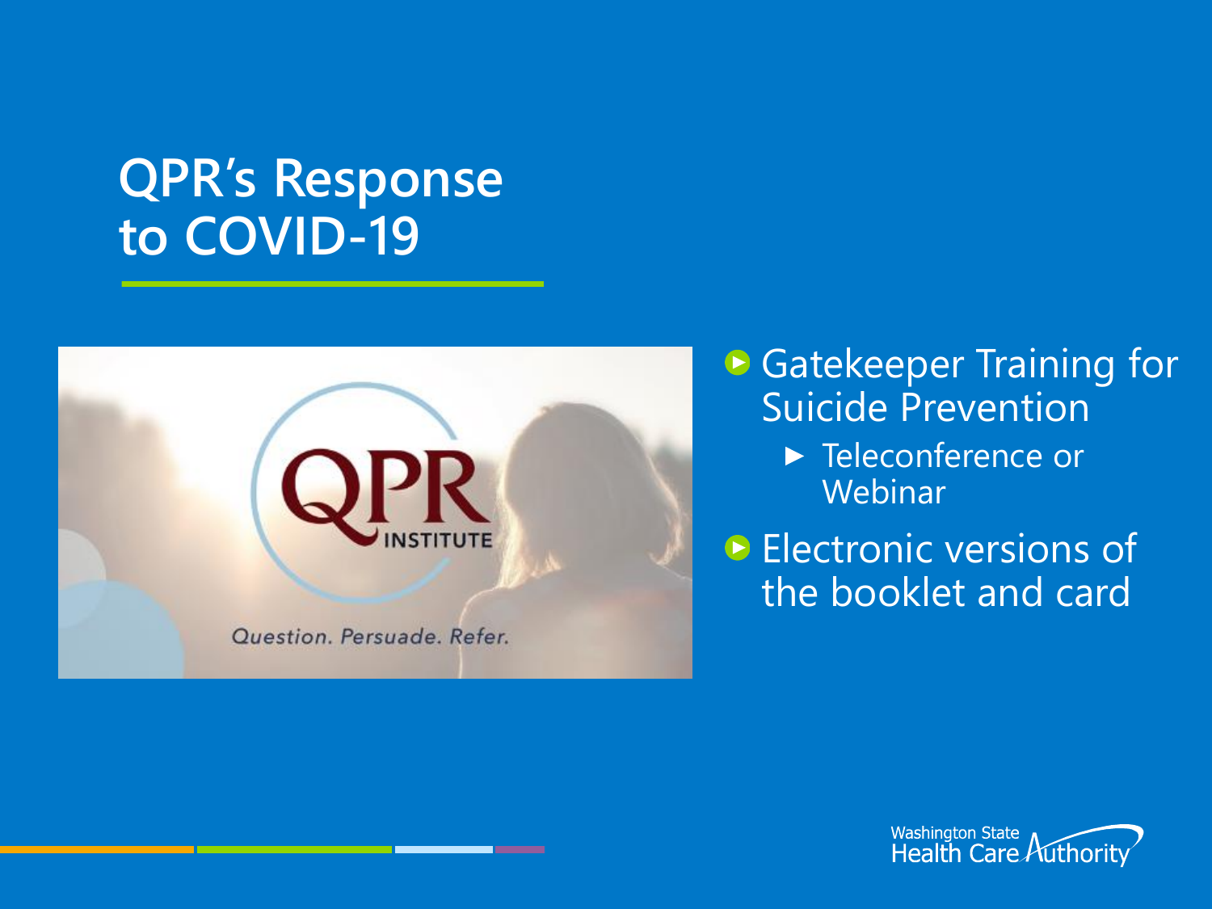# QPR's Response to COVID-19

- Gatekeeper Training for Suicide Prevention
  - Teleconference or Webinar
- Electronic versions of the booklet and card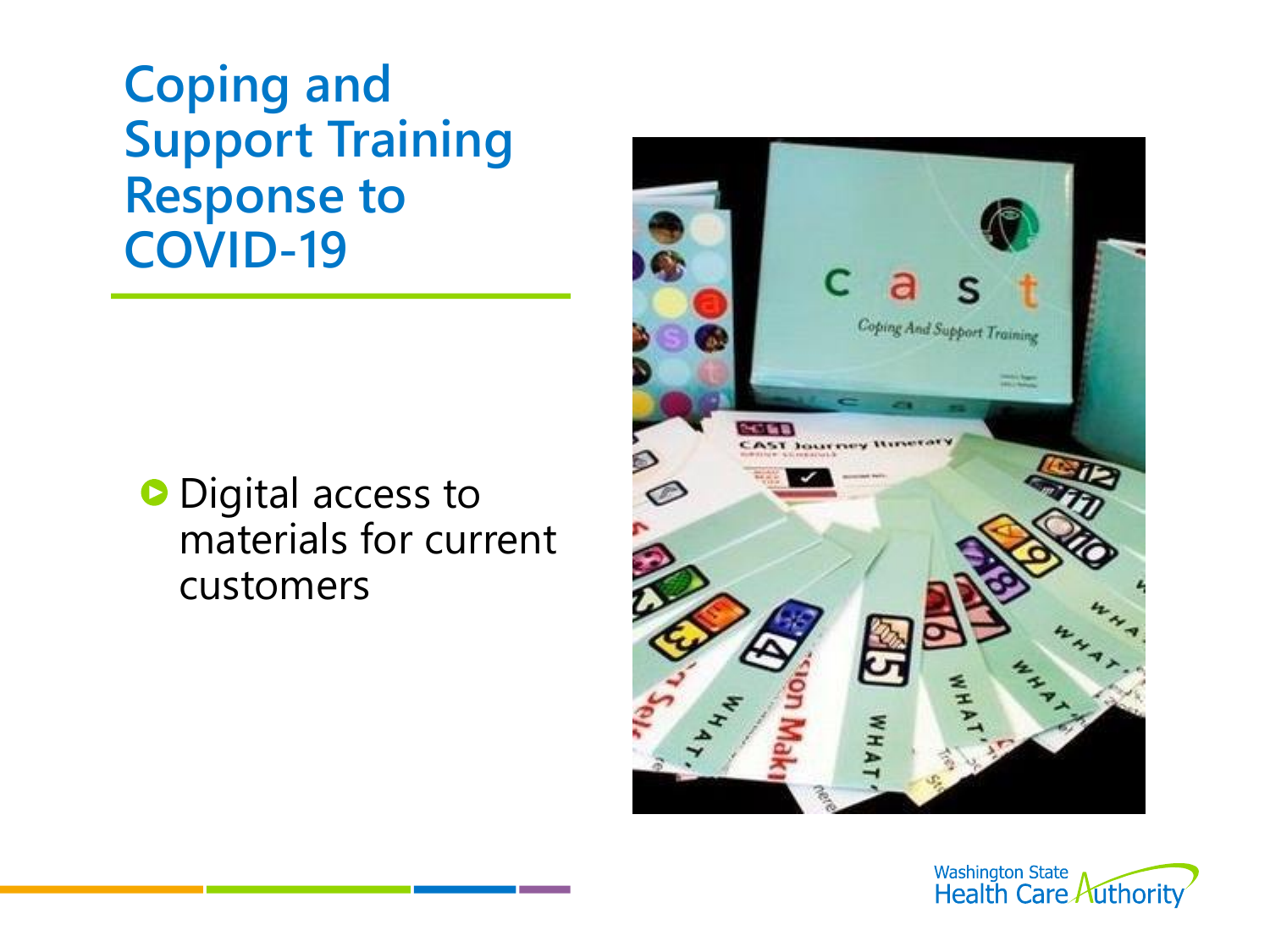# Coping and Support Training Response to COVID-19

- Digital access to materials for current customers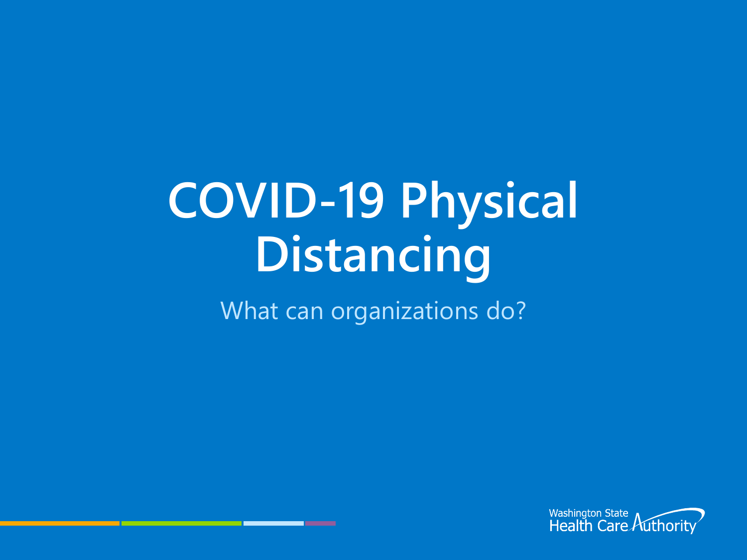# COVID-19 Physical Distancing

What can organizations do?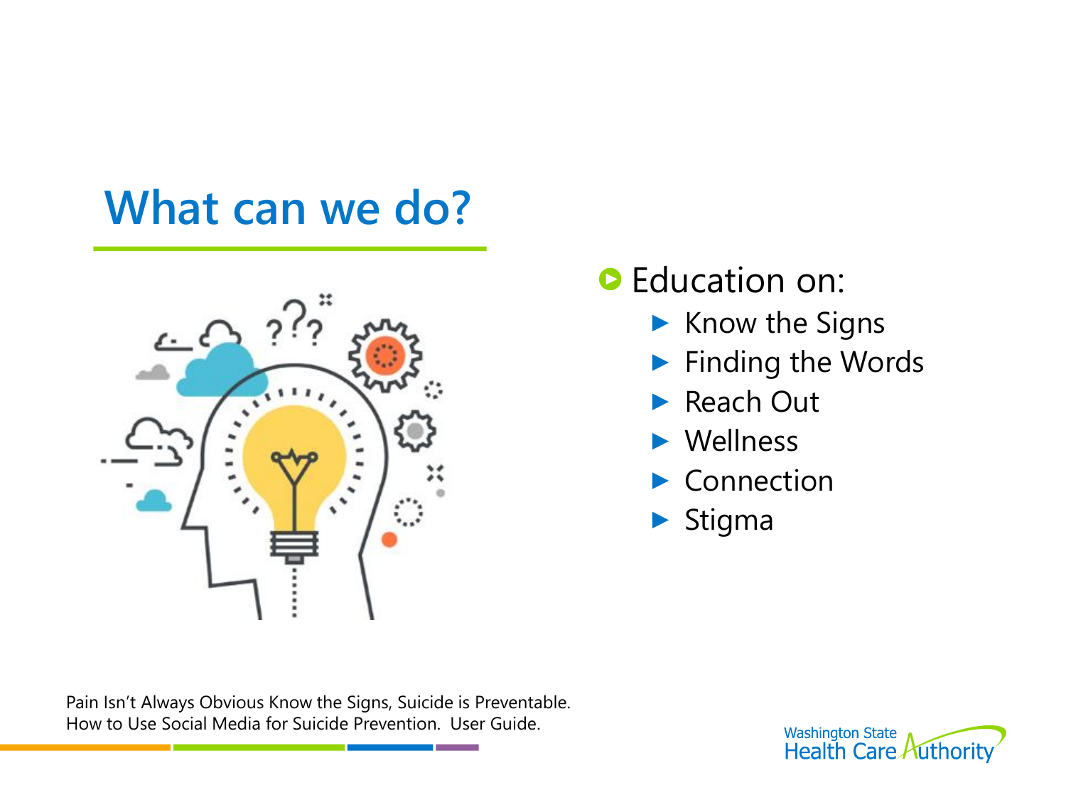# What can we do?

- Education on:
  - Know the Signs
  - Finding the Words
  - Reach Out
  - Wellness
  - Connection
  - Stigma

Pain Isn't Always Obvious Know the Signs, Suicide is Preventable.
How to Use Social Media for Suicide Prevention. User Guide.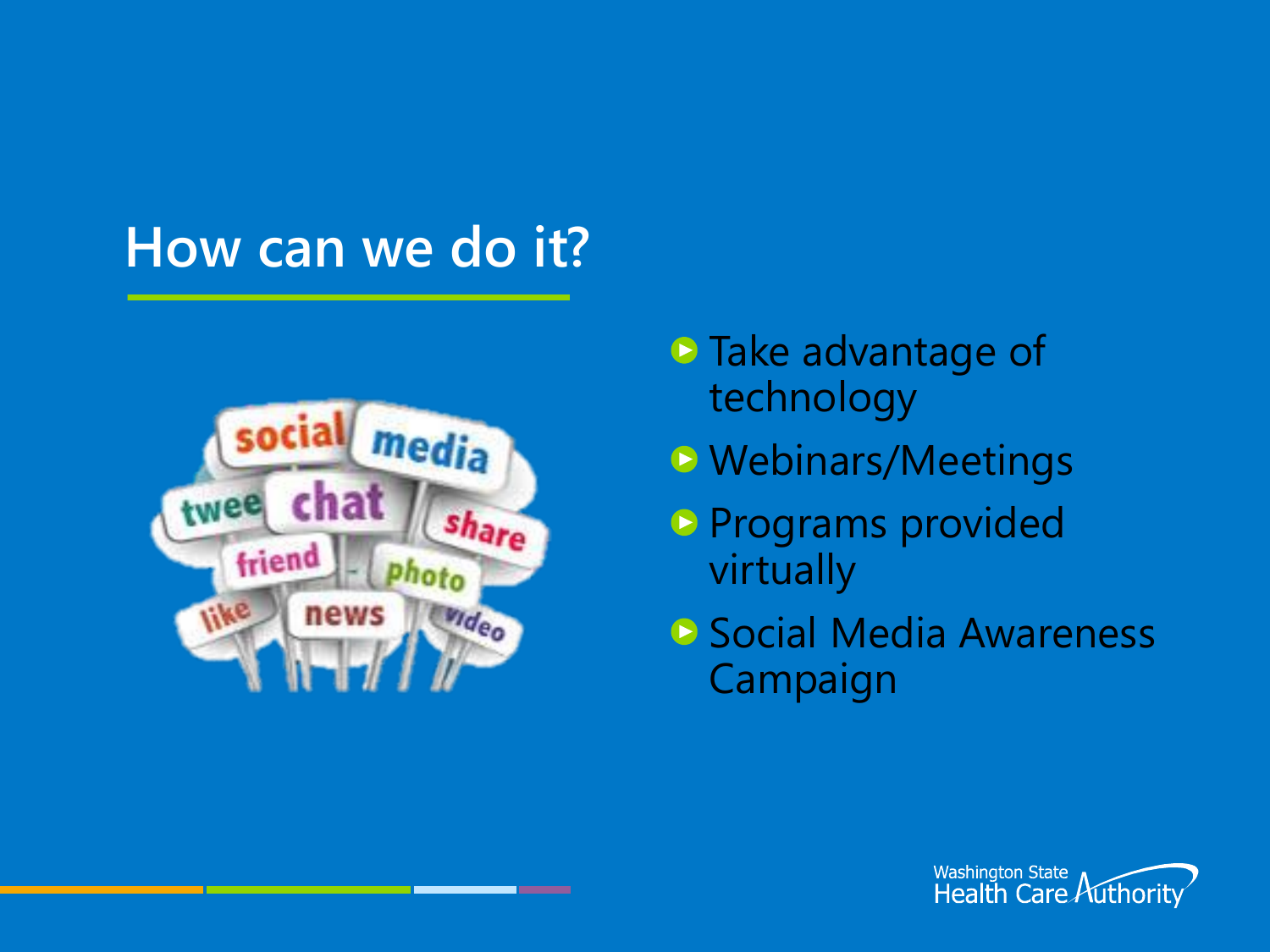# How can we do it?

- Take advantage of technology
- Webinars/Meetings
- Programs provided virtually
- Social Media Awareness Campaign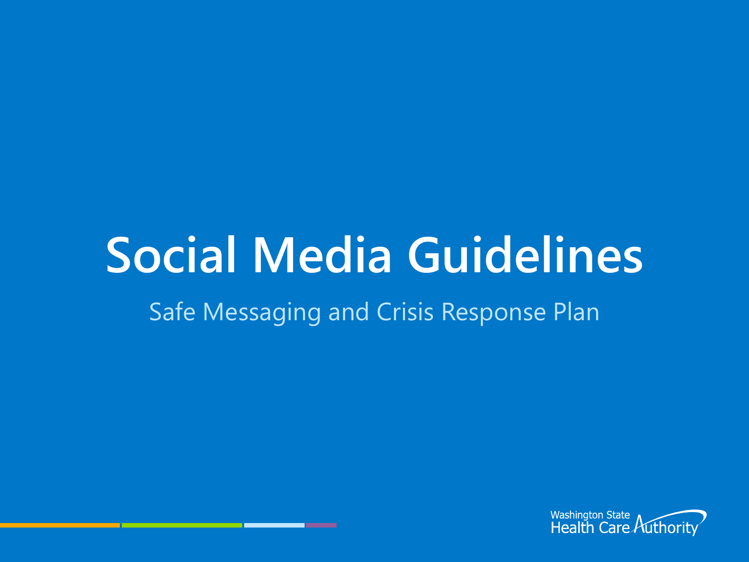# Social Media Guidelines

Safe Messaging and Crisis Response Plan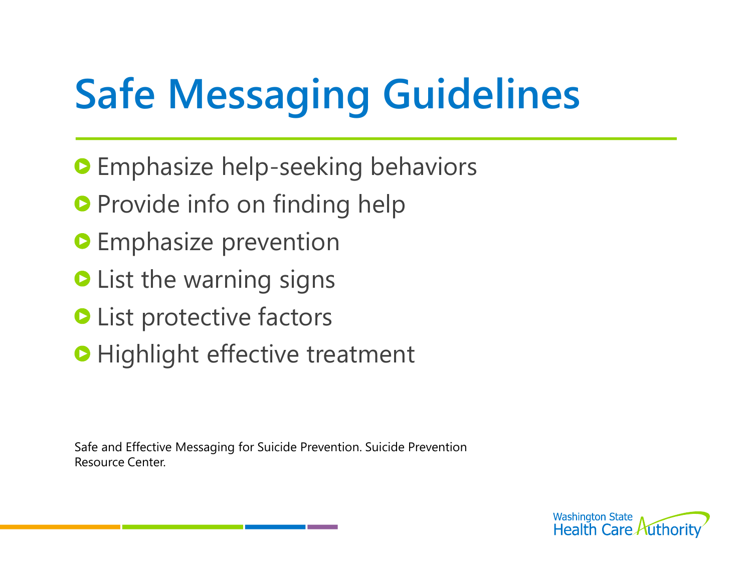# Safe Messaging Guidelines

- Emphasize help-seeking behaviors
- Provide info on finding help
- Emphasize prevention
- List the warning signs
- List protective factors
- Highlight effective treatment

Safe and Effective Messaging for Suicide Prevention. Suicide Prevention Resource Center.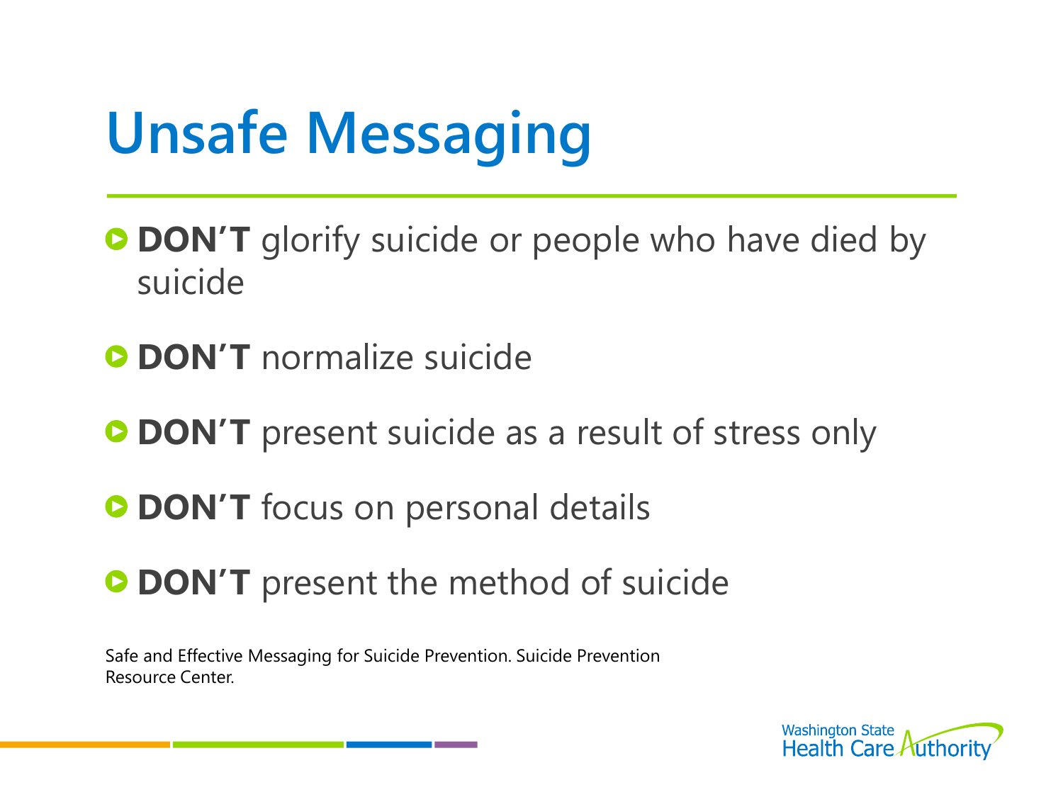# Unsafe Messaging

- **DON'T** glorify suicide or people who have died by suicide
- **DON'T** normalize suicide
- **DON'T** present suicide as a result of stress only
- **DON'T** focus on personal details
- **DON'T** present the method of suicide

Safe and Effective Messaging for Suicide Prevention. Suicide Prevention Resource Center.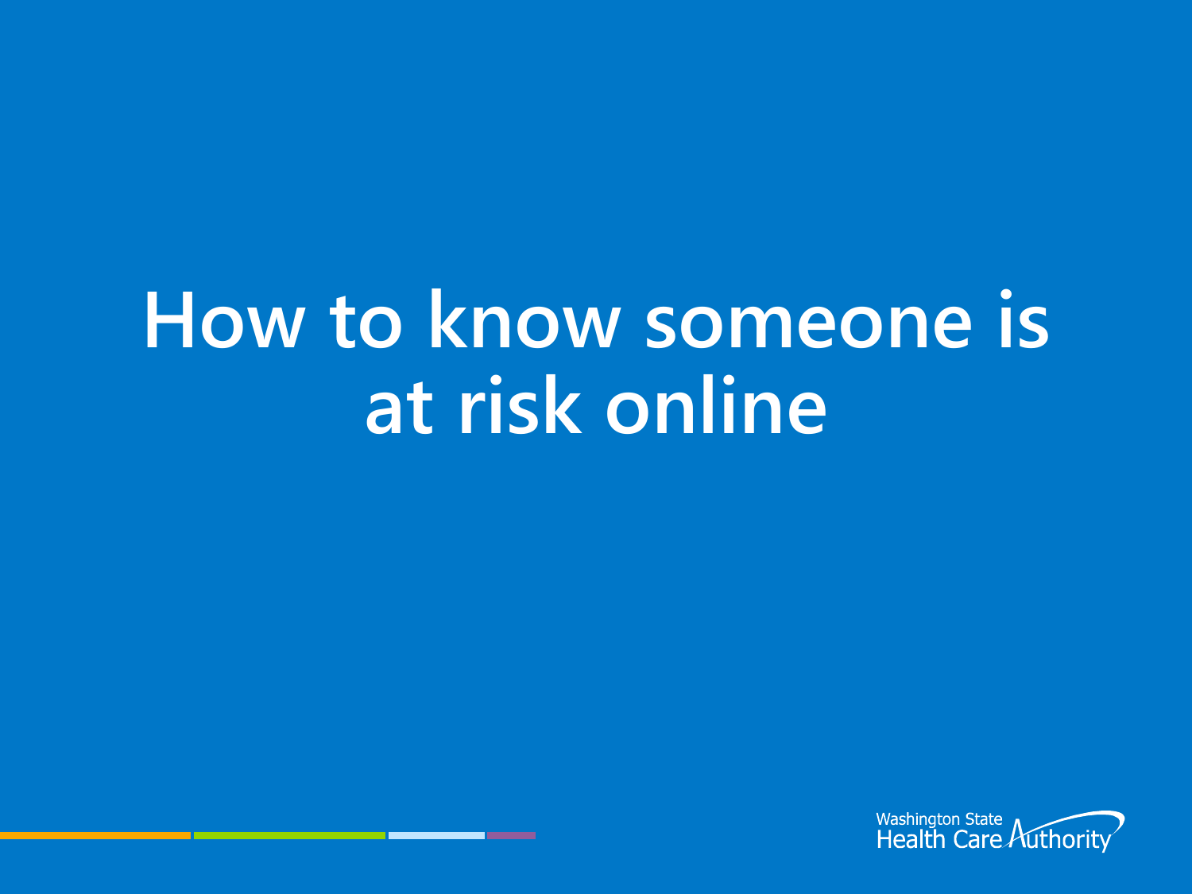# How to know someone is at risk online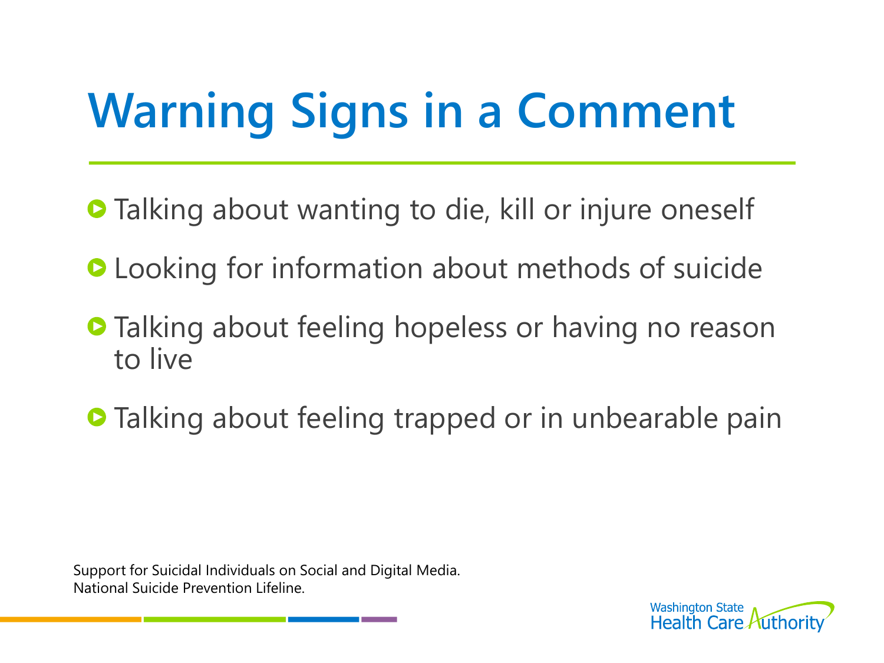# Warning Signs in a Comment

- Talking about wanting to die, kill or injure oneself
- Looking for information about methods of suicide
- Talking about feeling hopeless or having no reason to live
- Talking about feeling trapped or in unbearable pain

Support for Suicidal Individuals on Social and Digital Media. National Suicide Prevention Lifeline.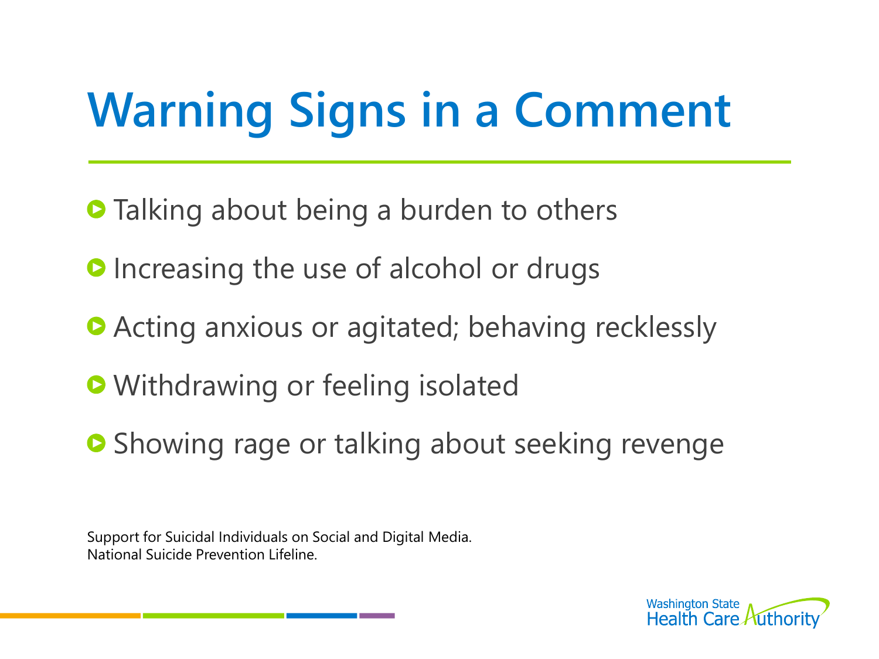# Warning Signs in a Comment

- Talking about being a burden to others
- Increasing the use of alcohol or drugs
- Acting anxious or agitated; behaving recklessly
- Withdrawing or feeling isolated
- Showing rage or talking about seeking revenge

Support for Suicidal Individuals on Social and Digital Media.
National Suicide Prevention Lifeline.

Washington State Health Care Authority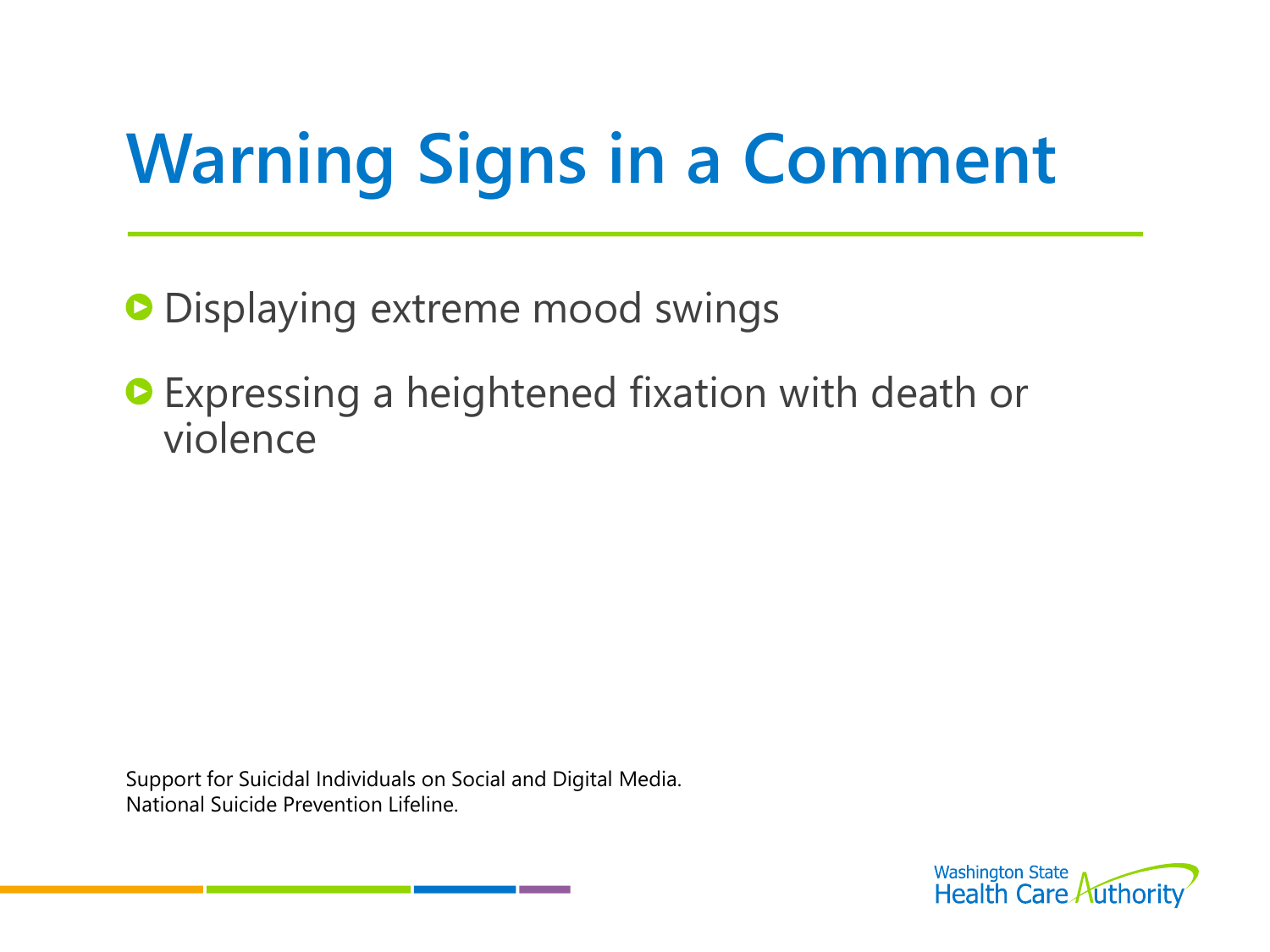# Warning Signs in a Comment

- Displaying extreme mood swings
- Expressing a heightened fixation with death or violence

Support for Suicidal Individuals on Social and Digital Media.
National Suicide Prevention Lifeline.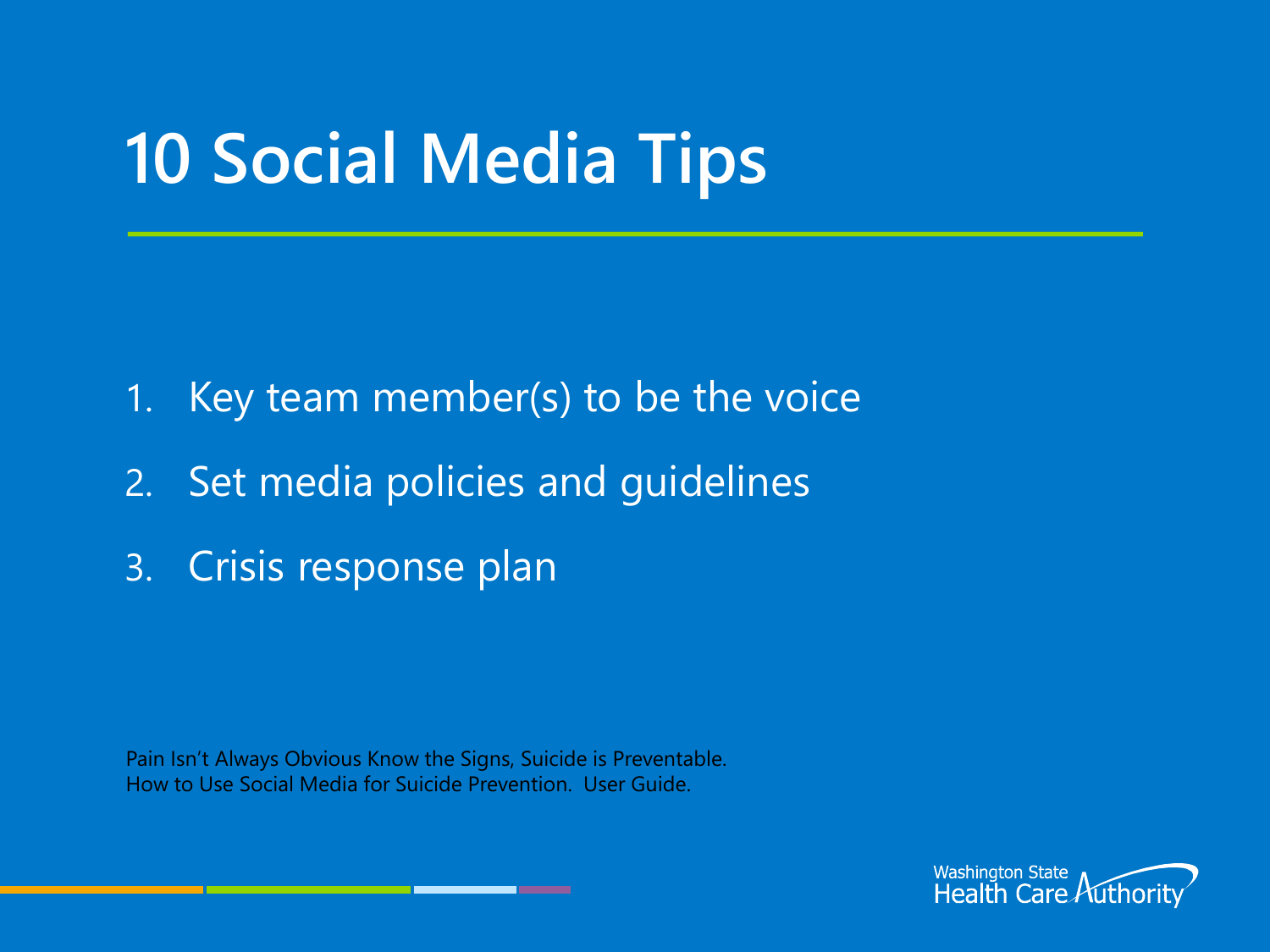# 10 Social Media Tips

1. Key team member(s) to be the voice
2. Set media policies and guidelines
3. Crisis response plan

Pain Isn't Always Obvious Know the Signs, Suicide is Preventable.
How to Use Social Media for Suicide Prevention. User Guide.

Washington State Health Care Authority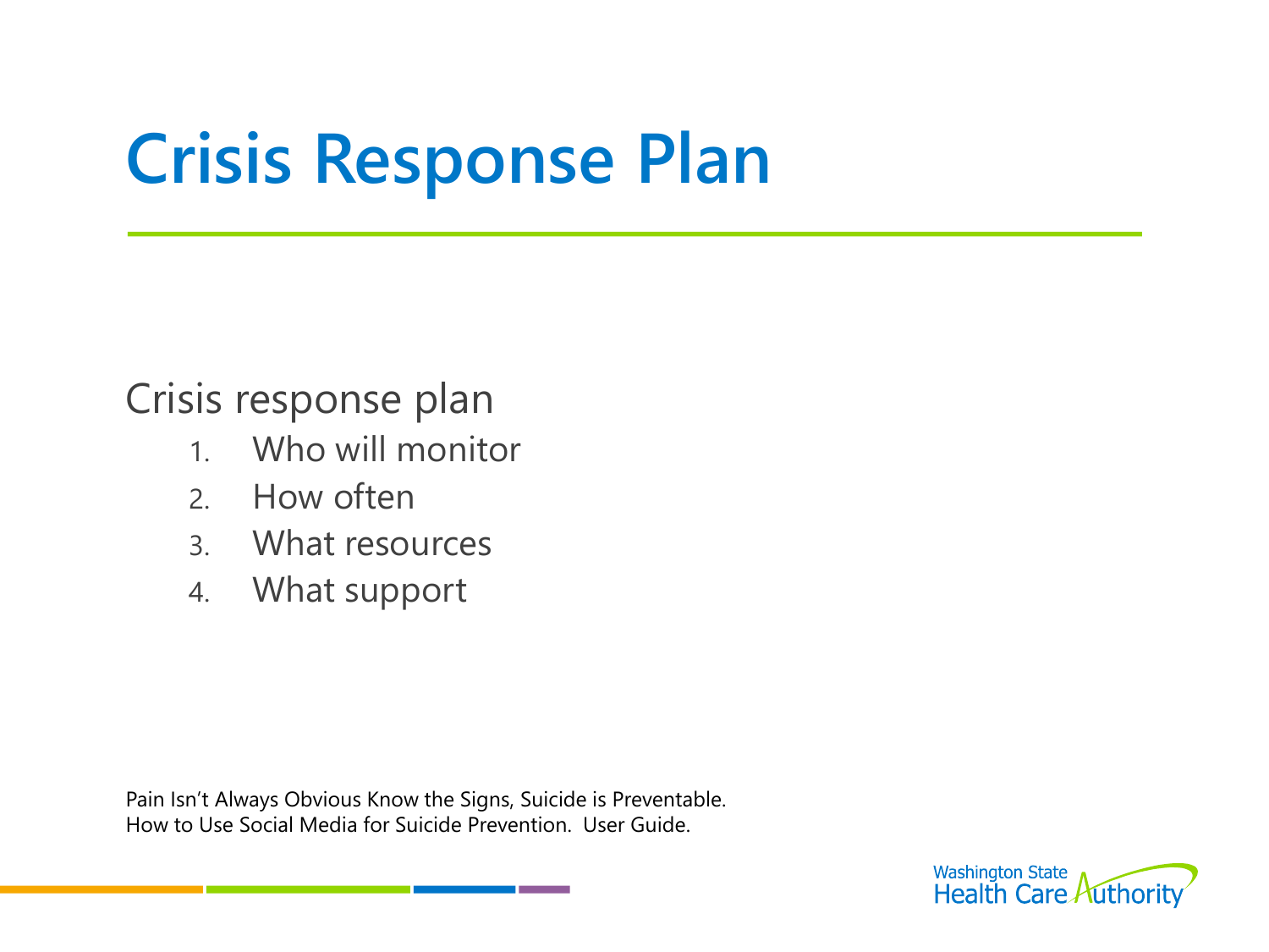# Crisis Response Plan

Crisis response plan

1. Who will monitor
2. How often
3. What resources
4. What support

Pain Isn't Always Obvious Know the Signs, Suicide is Preventable.
How to Use Social Media for Suicide Prevention. User Guide.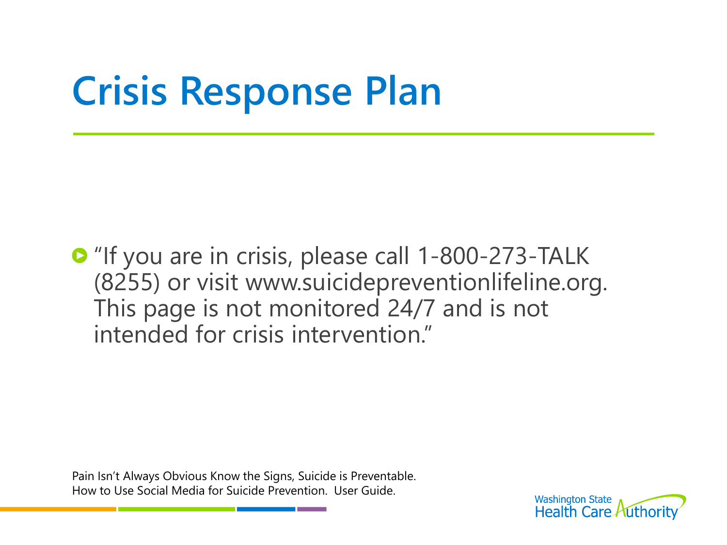# Crisis Response Plan

- "If you are in crisis, please call 1-800-273-TALK (8255) or visit www.suicidepreventionlifeline.org. This page is not monitored 24/7 and is not intended for crisis intervention."

Pain Isn't Always Obvious Know the Signs, Suicide is Preventable.
How to Use Social Media for Suicide Prevention. User Guide.

Washington State Health Care Authority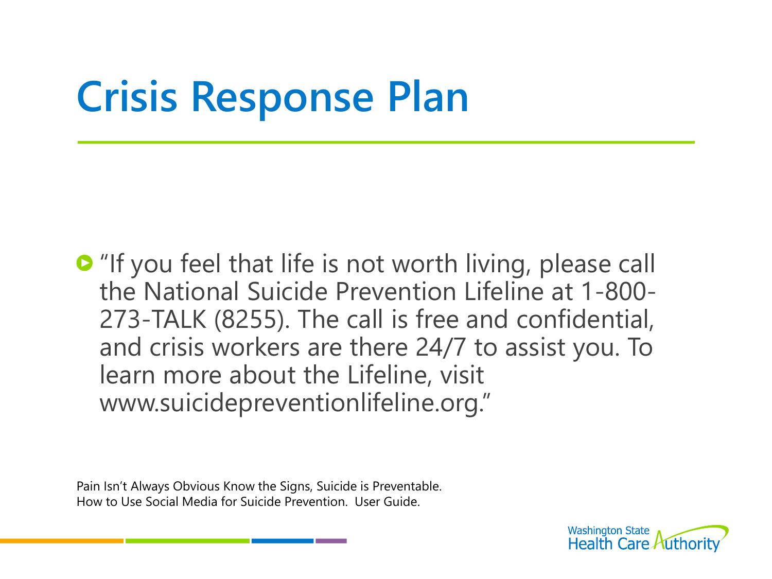# Crisis Response Plan

- "If you feel that life is not worth living, please call the National Suicide Prevention Lifeline at 1-800-273-TALK (8255). The call is free and confidential, and crisis workers are there 24/7 to assist you. To learn more about the Lifeline, visit www.suicidepreventionlifeline.org."

Pain Isn't Always Obvious Know the Signs, Suicide is Preventable.
How to Use Social Media for Suicide Prevention. User Guide.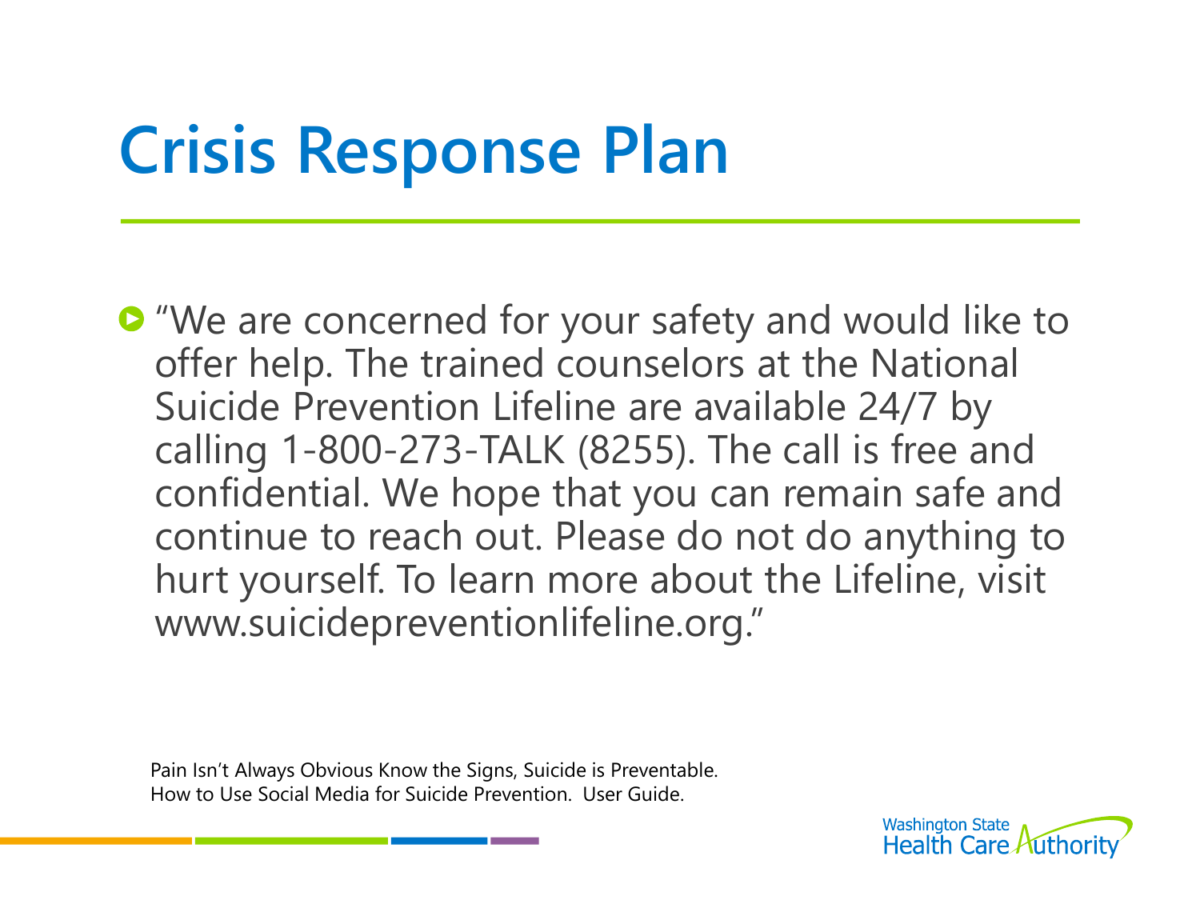# Crisis Response Plan

- "We are concerned for your safety and would like to offer help. The trained counselors at the National Suicide Prevention Lifeline are available 24/7 by calling 1-800-273-TALK (8255). The call is free and confidential. We hope that you can remain safe and continue to reach out. Please do not do anything to hurt yourself. To learn more about the Lifeline, visit www.suicidepreventionlifeline.org."

Pain Isn't Always Obvious Know the Signs, Suicide is Preventable.
How to Use Social Media for Suicide Prevention. User Guide.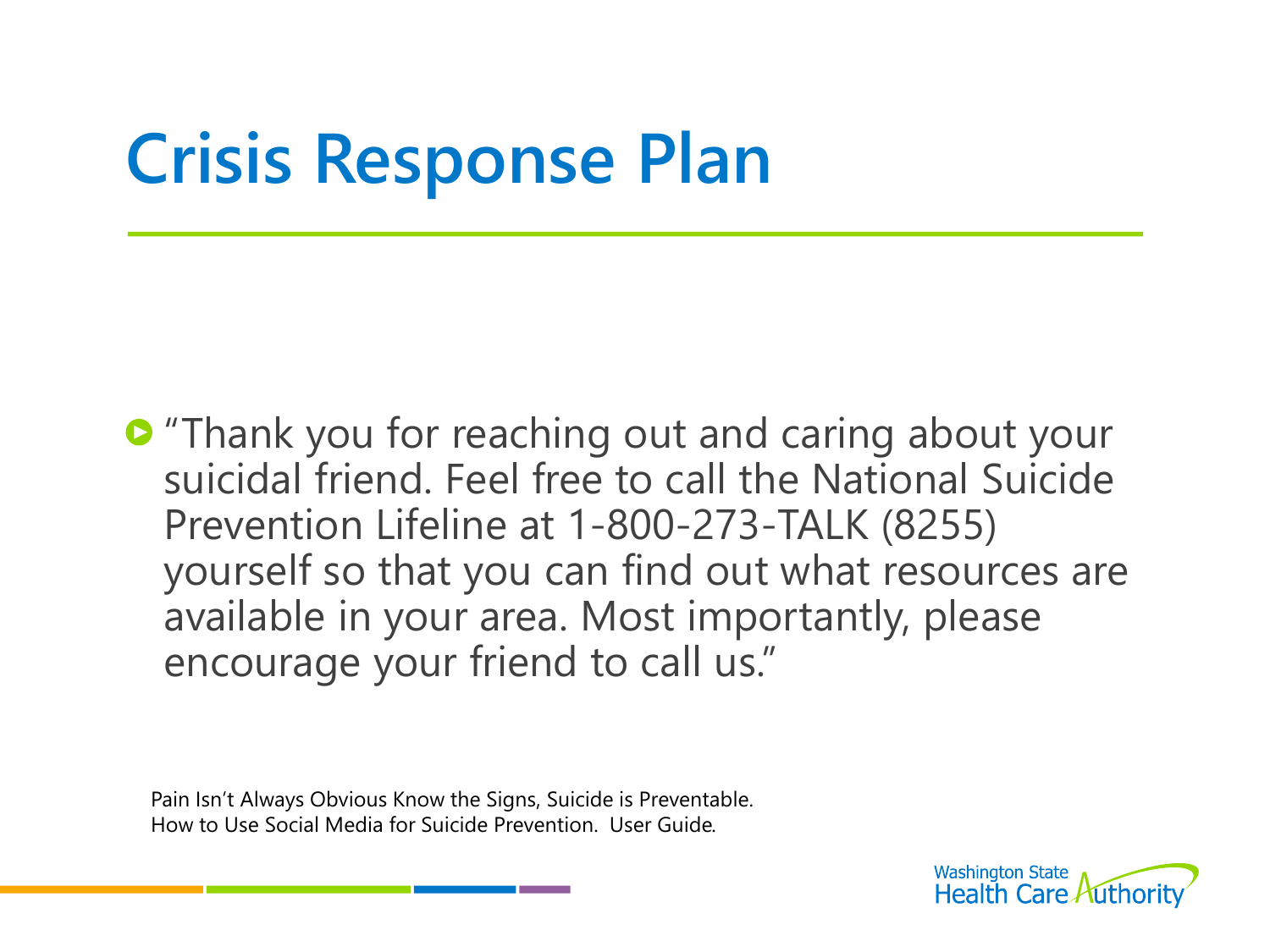# Crisis Response Plan

- "Thank you for reaching out and caring about your suicidal friend. Feel free to call the National Suicide Prevention Lifeline at 1-800-273-TALK (8255) yourself so that you can find out what resources are available in your area. Most importantly, please encourage your friend to call us."

Pain Isn't Always Obvious Know the Signs, Suicide is Preventable.
How to Use Social Media for Suicide Prevention. User Guide.

Washington State Health Care Authority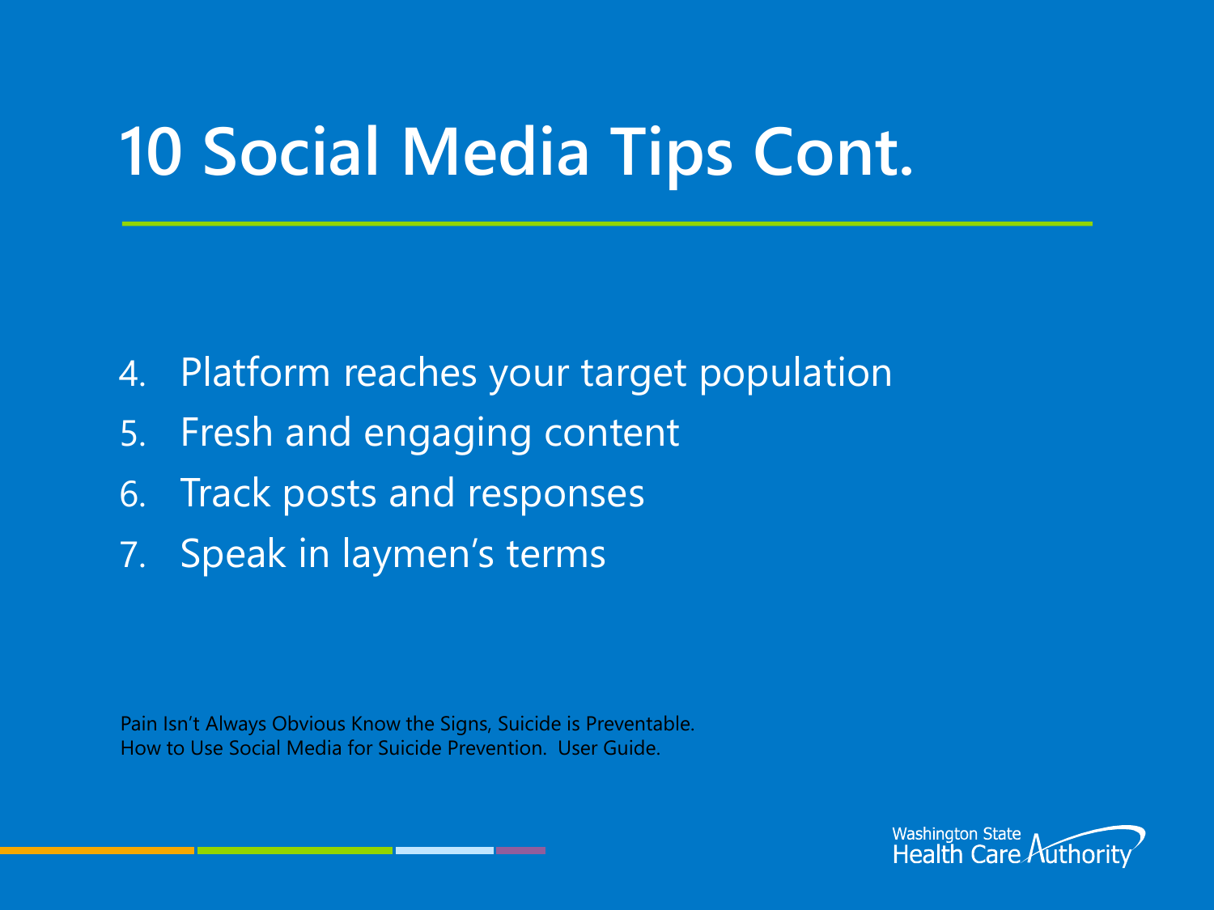# 10 Social Media Tips Cont.

4. Platform reaches your target population
5. Fresh and engaging content
6. Track posts and responses
7. Speak in laymen's terms

Pain Isn't Always Obvious Know the Signs, Suicide is Preventable.
How to Use Social Media for Suicide Prevention. User Guide.

Washington State Health Care Authority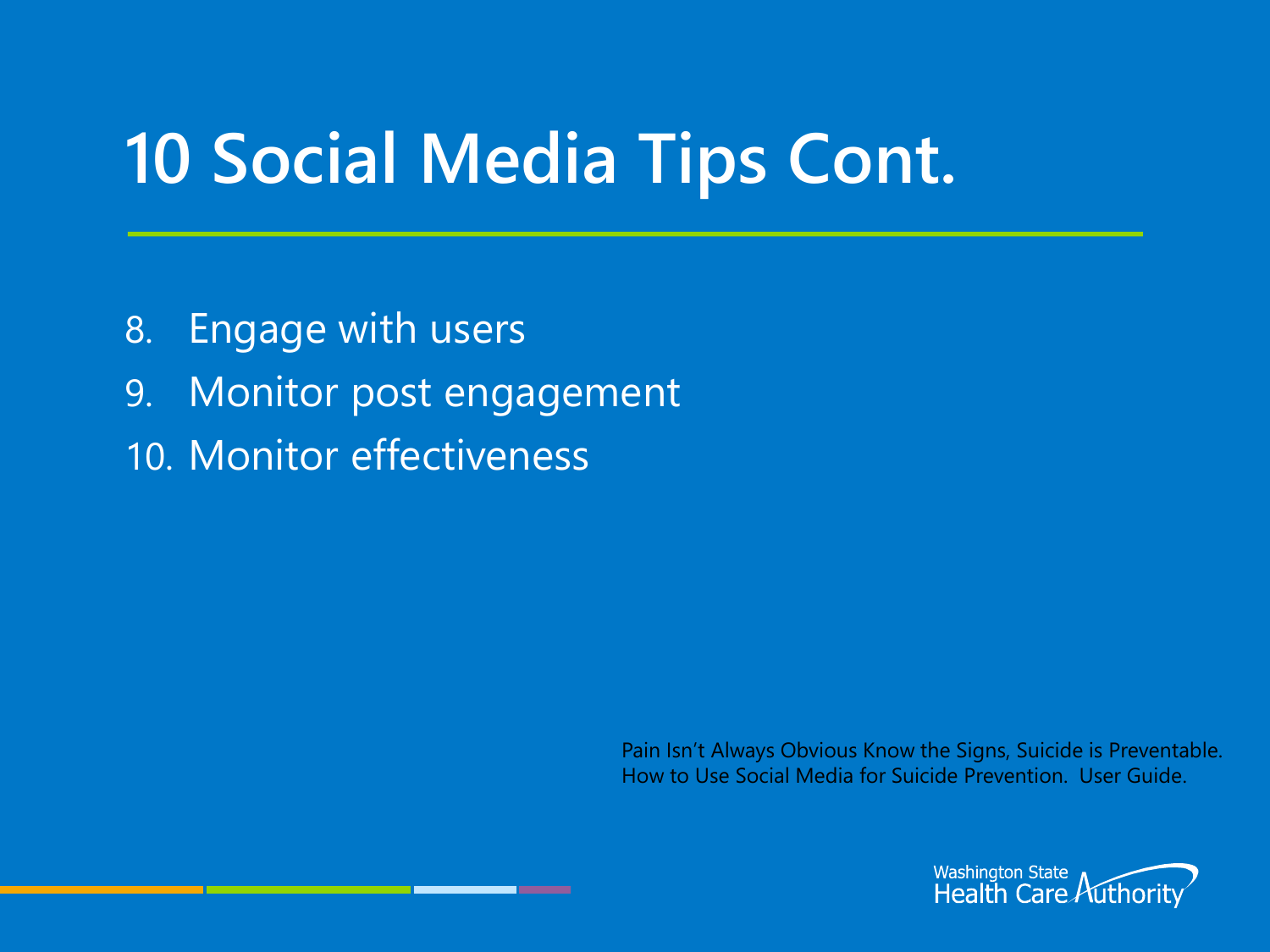# 10 Social Media Tips Cont.

8. Engage with users
9. Monitor post engagement
10. Monitor effectiveness

Pain Isn't Always Obvious Know the Signs, Suicide is Preventable. How to Use Social Media for Suicide Prevention. User Guide.

Washington State Health Care Authority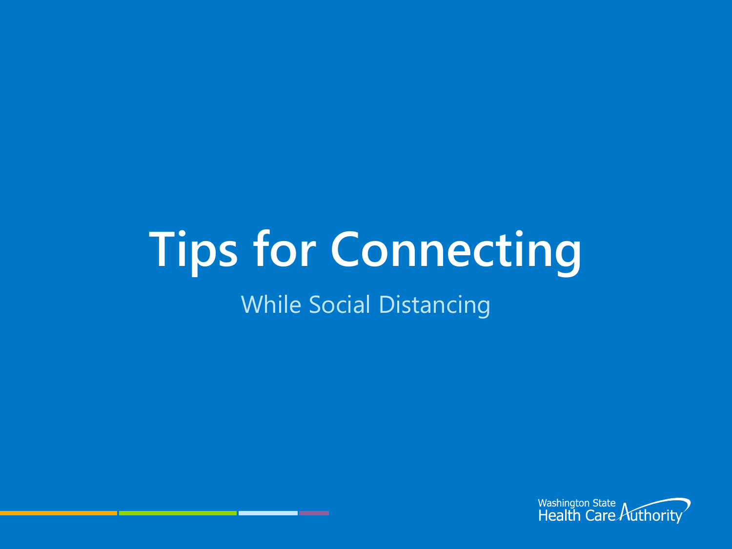# Tips for Connecting

While Social Distancing

Washington State Health Care Authority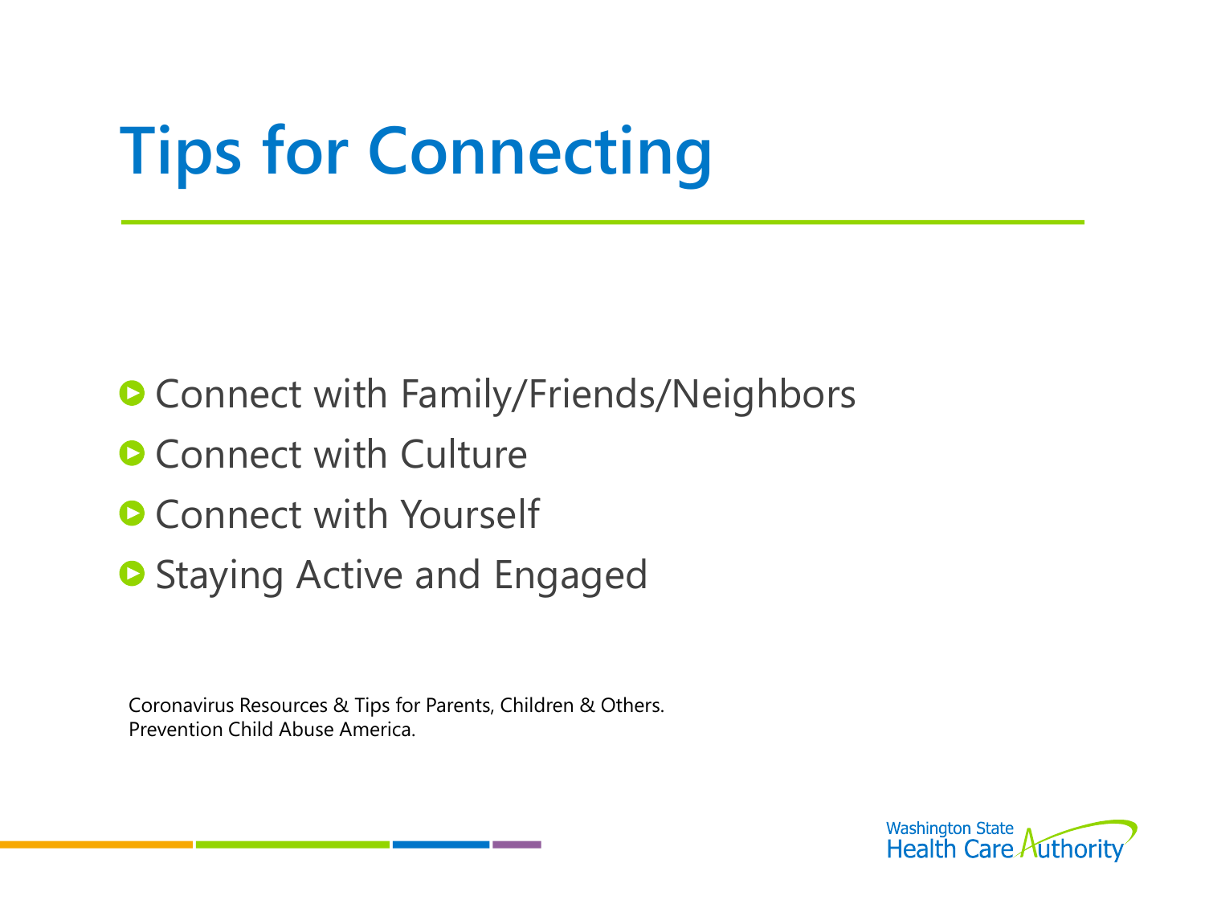# Tips for Connecting

- Connect with Family/Friends/Neighbors
- Connect with Culture
- Connect with Yourself
- Staying Active and Engaged

Coronavirus Resources & Tips for Parents, Children & Others. Prevention Child Abuse America.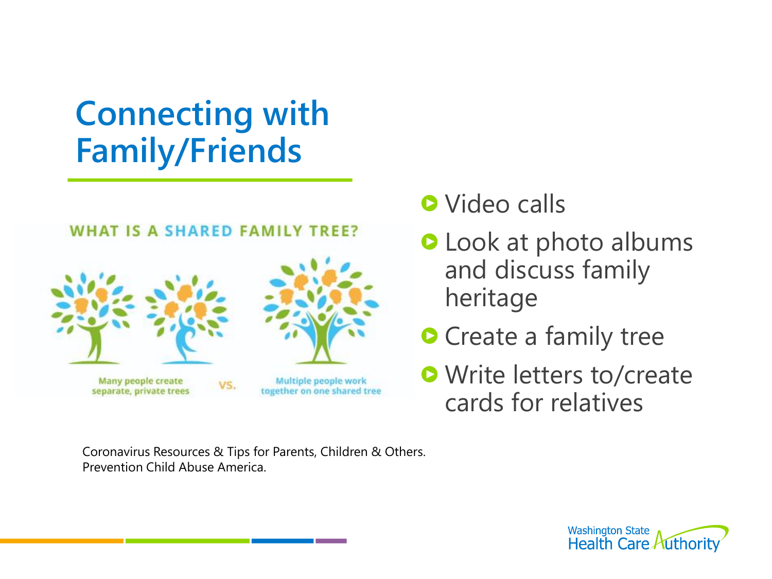# Connecting with Family/Friends

WHAT IS A SHARED FAMILY TREE?

Many people create separate, private trees VS. Multiple people work together on one shared tree

- Video calls
- Look at photo albums and discuss family heritage
- Create a family tree
- Write letters to/create cards for relatives

Coronavirus Resources & Tips for Parents, Children & Others. Prevention Child Abuse America.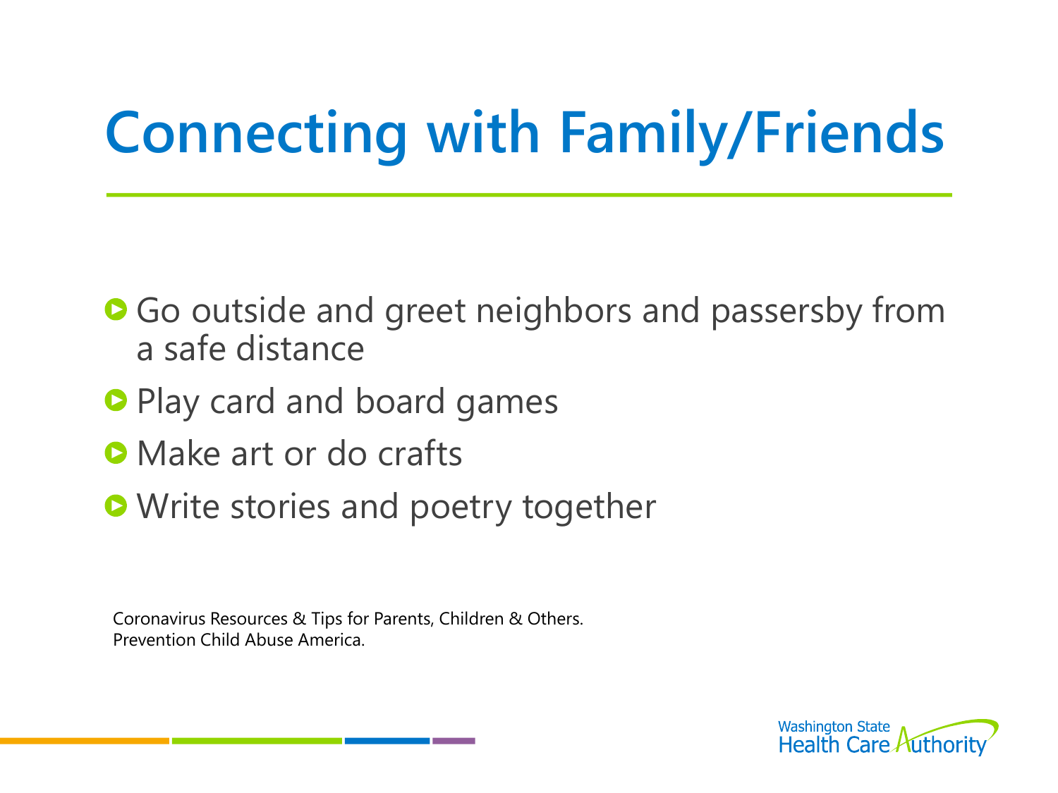# Connecting with Family/Friends

- Go outside and greet neighbors and passersby from a safe distance
- Play card and board games
- Make art or do crafts
- Write stories and poetry together

Coronavirus Resources & Tips for Parents, Children & Others. Prevention Child Abuse America.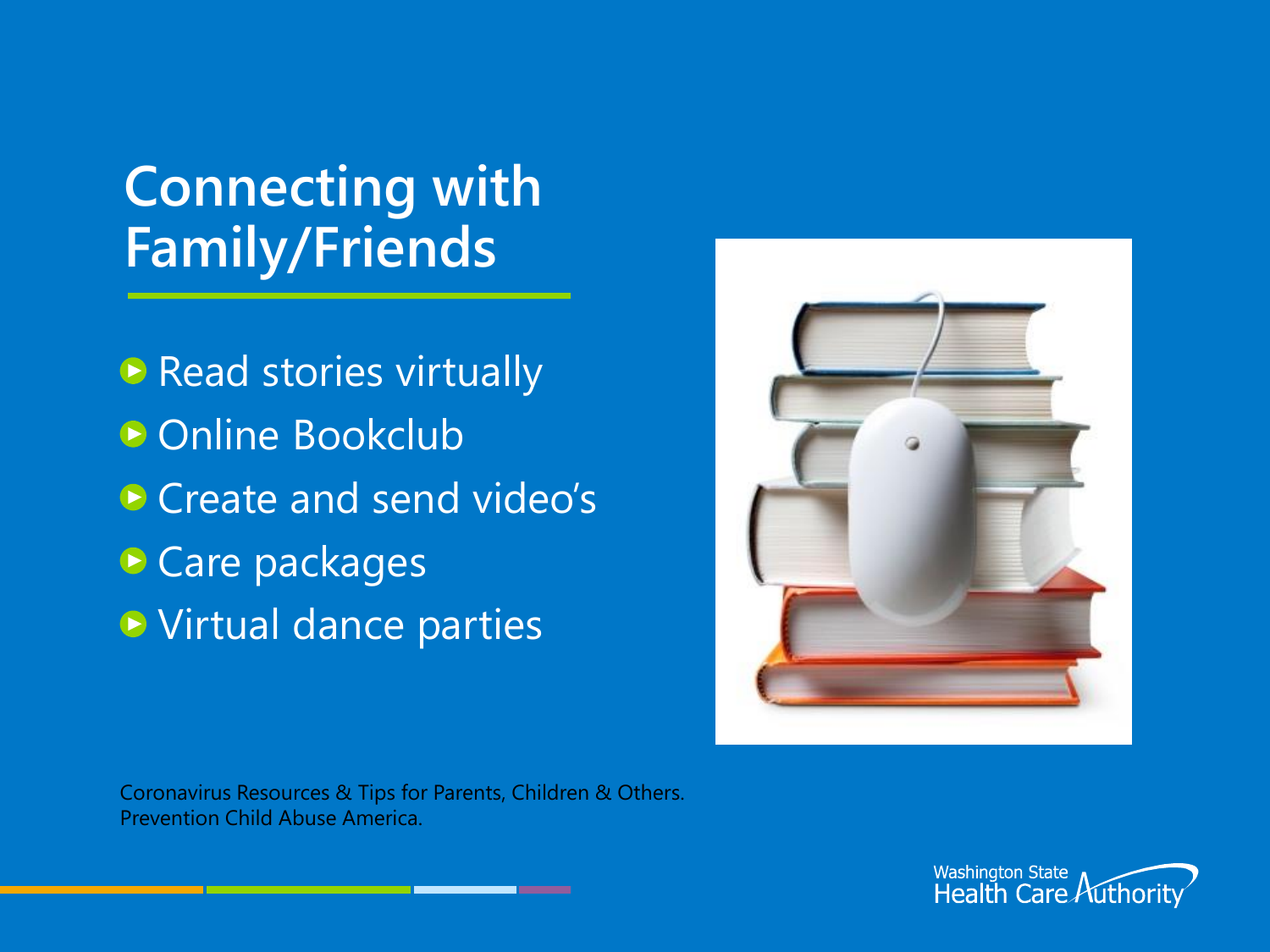# Connecting with Family/Friends

- Read stories virtually
- Online Bookclub
- Create and send video's
- Care packages
- Virtual dance parties

Coronavirus Resources & Tips for Parents, Children & Others. Prevention Child Abuse America.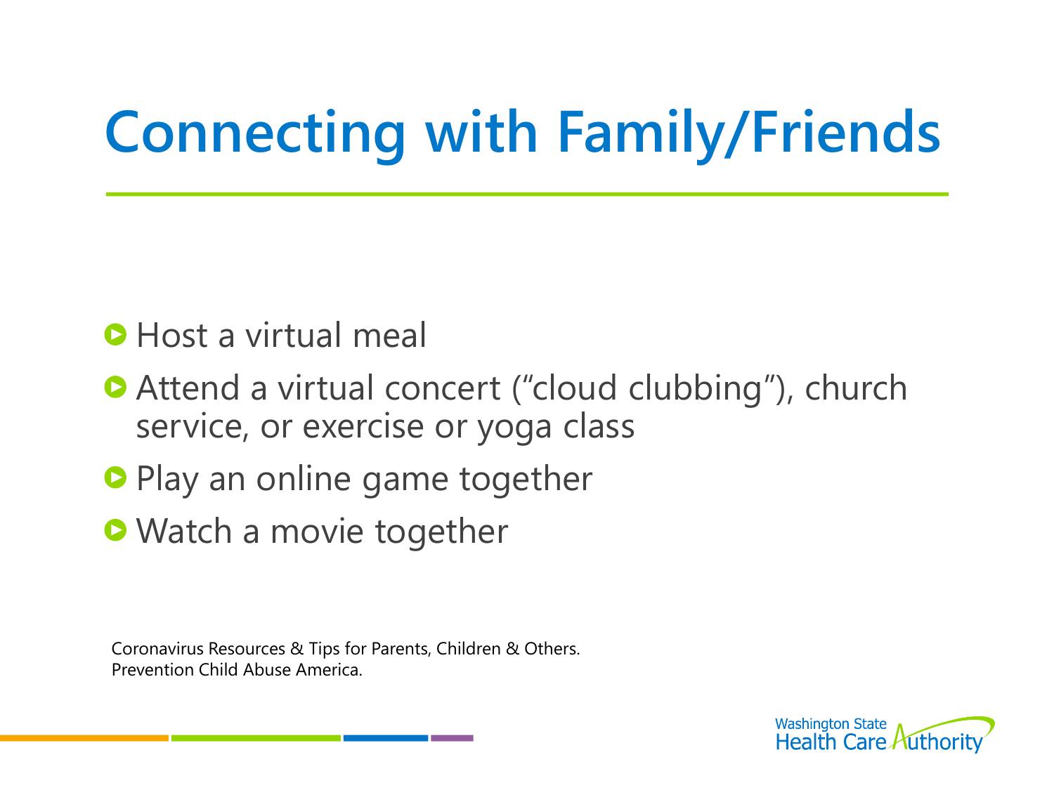# Connecting with Family/Friends

- Host a virtual meal
- Attend a virtual concert (“cloud clubbing”), church service, or exercise or yoga class
- Play an online game together
- Watch a movie together

Coronavirus Resources & Tips for Parents, Children & Others. Prevention Child Abuse America.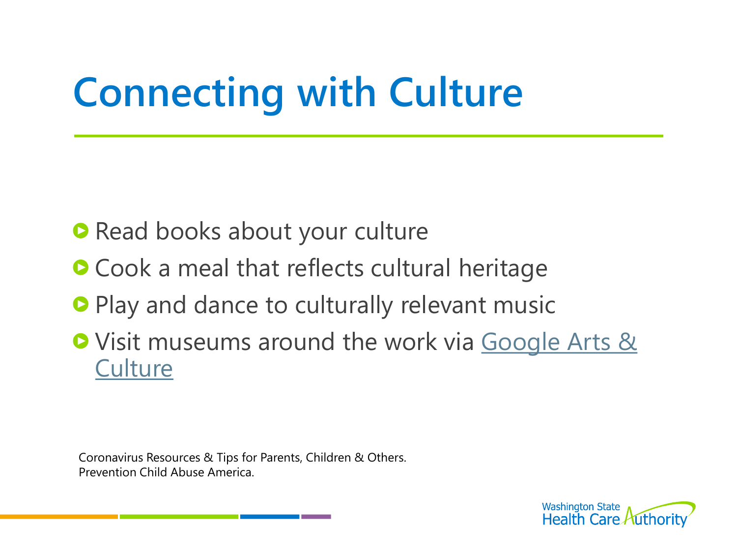# Connecting with Culture

- Read books about your culture
- Cook a meal that reflects cultural heritage
- Play and dance to culturally relevant music
- Visit museums around the work via Google Arts & Culture

Coronavirus Resources & Tips for Parents, Children & Others.
Prevention Child Abuse America.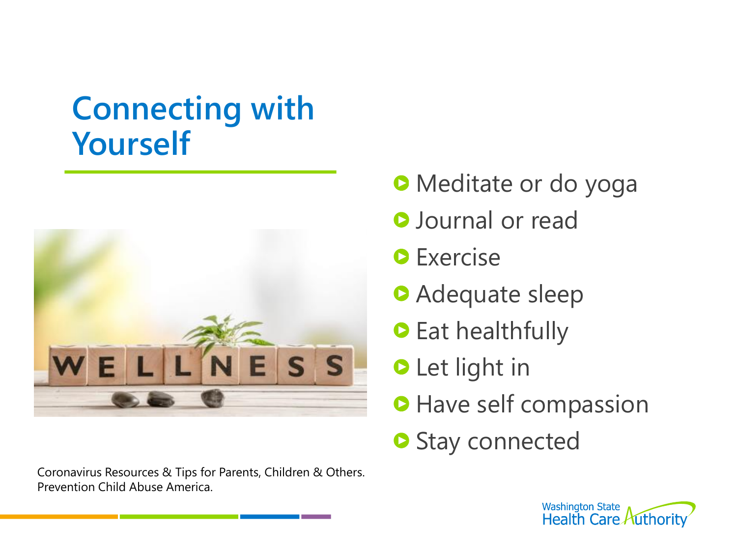# Connecting with Yourself

- Meditate or do yoga
- Journal or read
- Exercise
- Adequate sleep
- Eat healthfully
- Let light in
- Have self compassion
- Stay connected

Coronavirus Resources & Tips for Parents, Children & Others. Prevention Child Abuse America.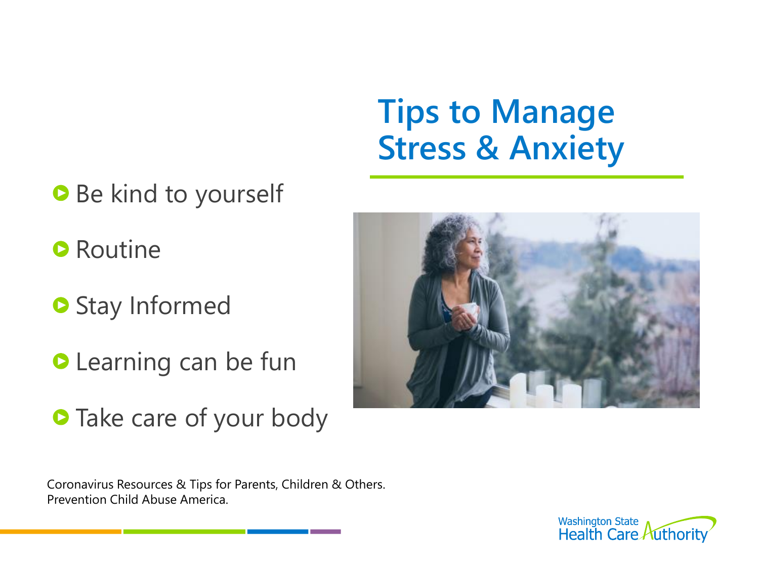# Tips to Manage Stress & Anxiety

- Be kind to yourself
- Routine
- Stay Informed
- Learning can be fun
- Take care of your body

Coronavirus Resources & Tips for Parents, Children & Others. Prevention Child Abuse America.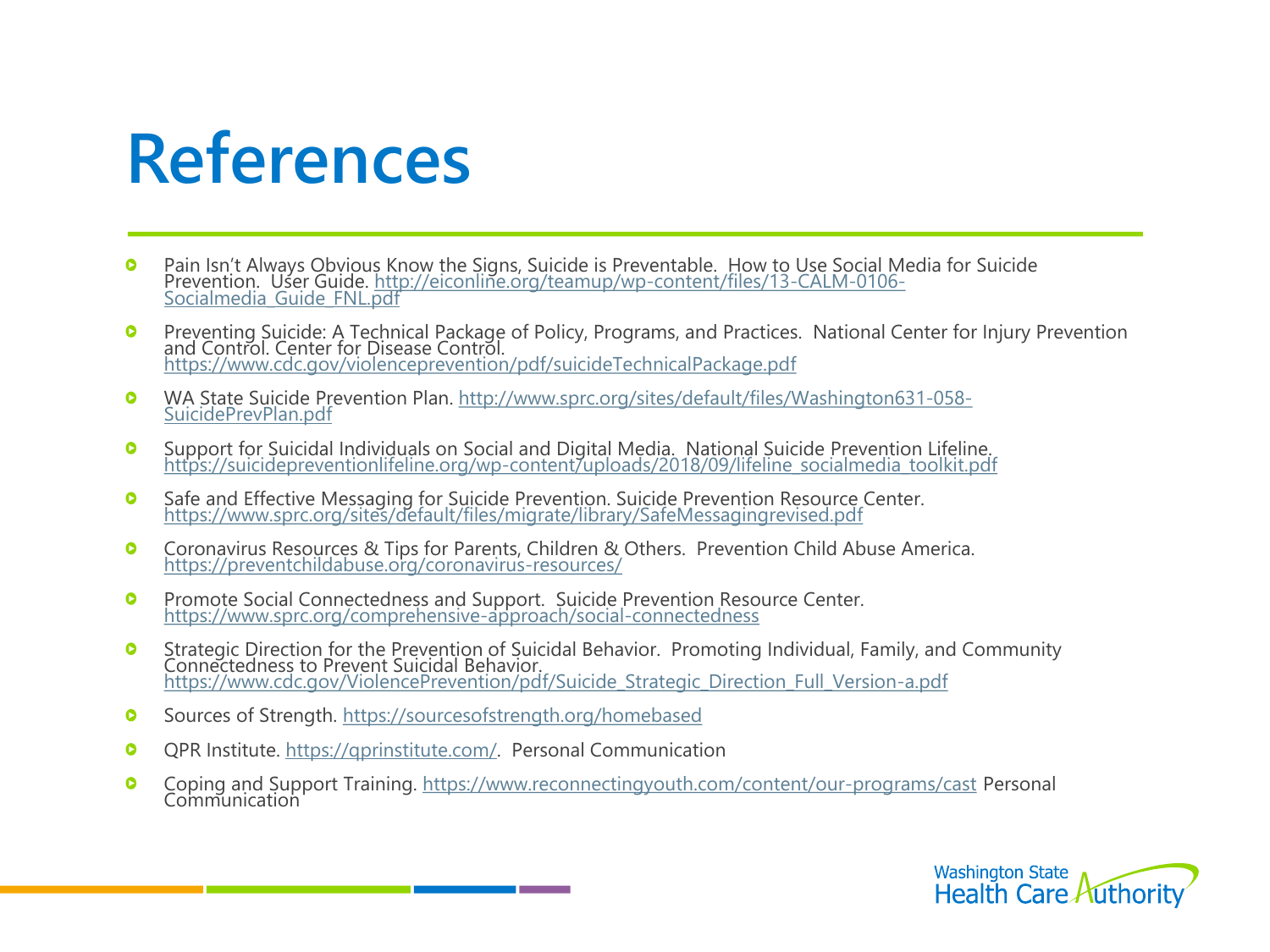# References

- Pain Isn't Always Obvious Know the Signs, Suicide is Preventable. How to Use Social Media for Suicide Prevention. User Guide. http://eiconline.org/teamup/wp-content/files/13-CALM-0106-Socialmedia_Guide_FNL.pdf
- Preventing Suicide: A Technical Package of Policy, Programs, and Practices. National Center for Injury Prevention and Control. Center for Disease Control. https://www.cdc.gov/violenceprevention/pdf/suicideTechnicalPackage.pdf
- WA State Suicide Prevention Plan. http://www.sprc.org/sites/default/files/Washington631-058-SuicidePrevPlan.pdf
- Support for Suicidal Individuals on Social and Digital Media. National Suicide Prevention Lifeline. https://suicidepreventionlifeline.org/wp-content/uploads/2018/09/lifeline_socialmedia_toolkit.pdf
- Safe and Effective Messaging for Suicide Prevention. Suicide Prevention Resource Center. https://www.sprc.org/sites/default/files/migrate/library/SafeMessagingrevised.pdf
- Coronavirus Resources & Tips for Parents, Children & Others. Prevention Child Abuse America. https://preventchildabuse.org/coronavirus-resources/
- Promote Social Connectedness and Support. Suicide Prevention Resource Center. https://www.sprc.org/comprehensive-approach/social-connectedness
- Strategic Direction for the Prevention of Suicidal Behavior. Promoting Individual, Family, and Community Connectedness to Prevent Suicidal Behavior. https://www.cdc.gov/ViolencePrevention/pdf/Suicide_Strategic_Direction_Full_Version-a.pdf
- Sources of Strength. https://sourcesofstrength.org/homebased
- QPR Institute. https://qprinstitute.com/. Personal Communication
- Coping and Support Training. https://www.reconnectingyouth.com/content/our-programs/cast Personal Communication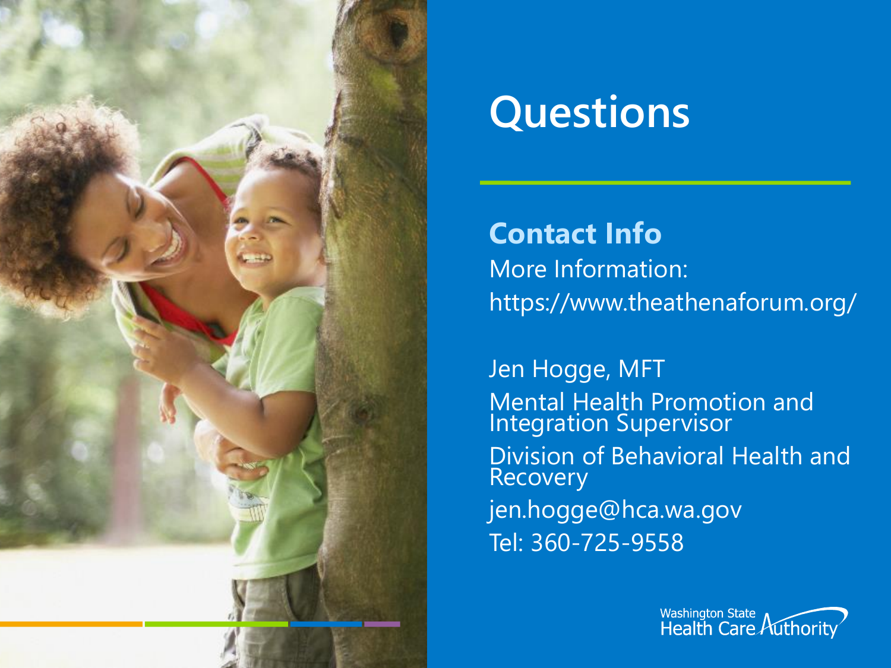# Questions

## Contact Info

More Information:
https://www.theathenaforum.org/

Jen Hogge, MFT
Mental Health Promotion and Integration Supervisor
Division of Behavioral Health and Recovery
jen.hogge@hca.wa.gov
Tel: 360-725-9558

Washington State Health Care Authority